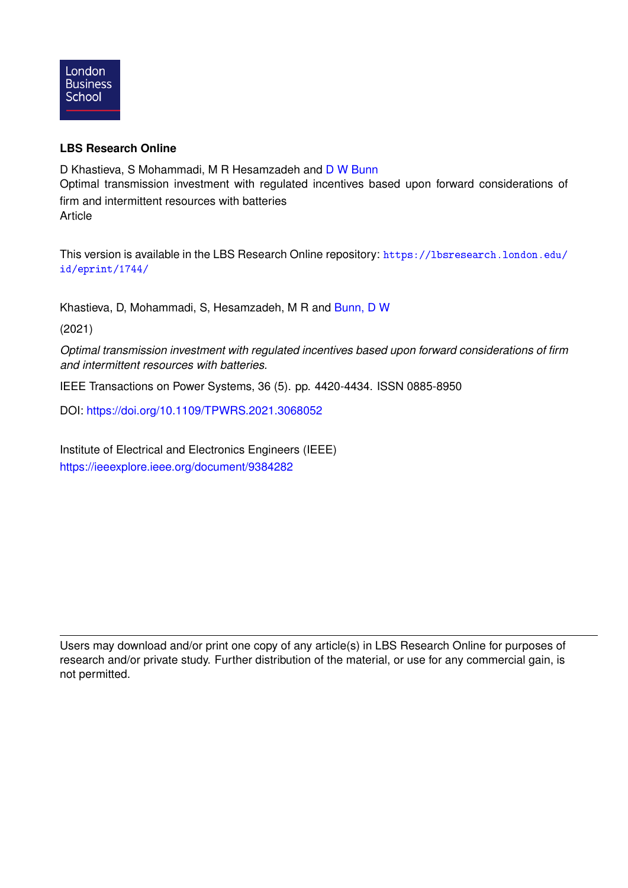London Business School

**LBS Research Online**

D Khastieva, S Mohammadi, M R Hesamzadeh and D W Bunn
Optimal transmission investment with regulated incentives based upon forward considerations of firm and intermittent resources with batteries
Article

This version is available in the LBS Research Online repository: https://lbsresearch.london.edu/id/eprint/1744/

Khastieva, D, Mohammadi, S, Hesamzadeh, M R and Bunn, D W

(2021)

*Optimal transmission investment with regulated incentives based upon forward considerations of firm and intermittent resources with batteries.*

IEEE Transactions on Power Systems, 36 (5). pp. 4420-4434. ISSN 0885-8950

DOI: https://doi.org/10.1109/TPWRS.2021.3068052

Institute of Electrical and Electronics Engineers (IEEE)
https://ieeexplore.ieee.org/document/9384282

---

Users may download and/or print one copy of any article(s) in LBS Research Online for purposes of research and/or private study. Further distribution of the material, or use for any commercial gain, is not permitted.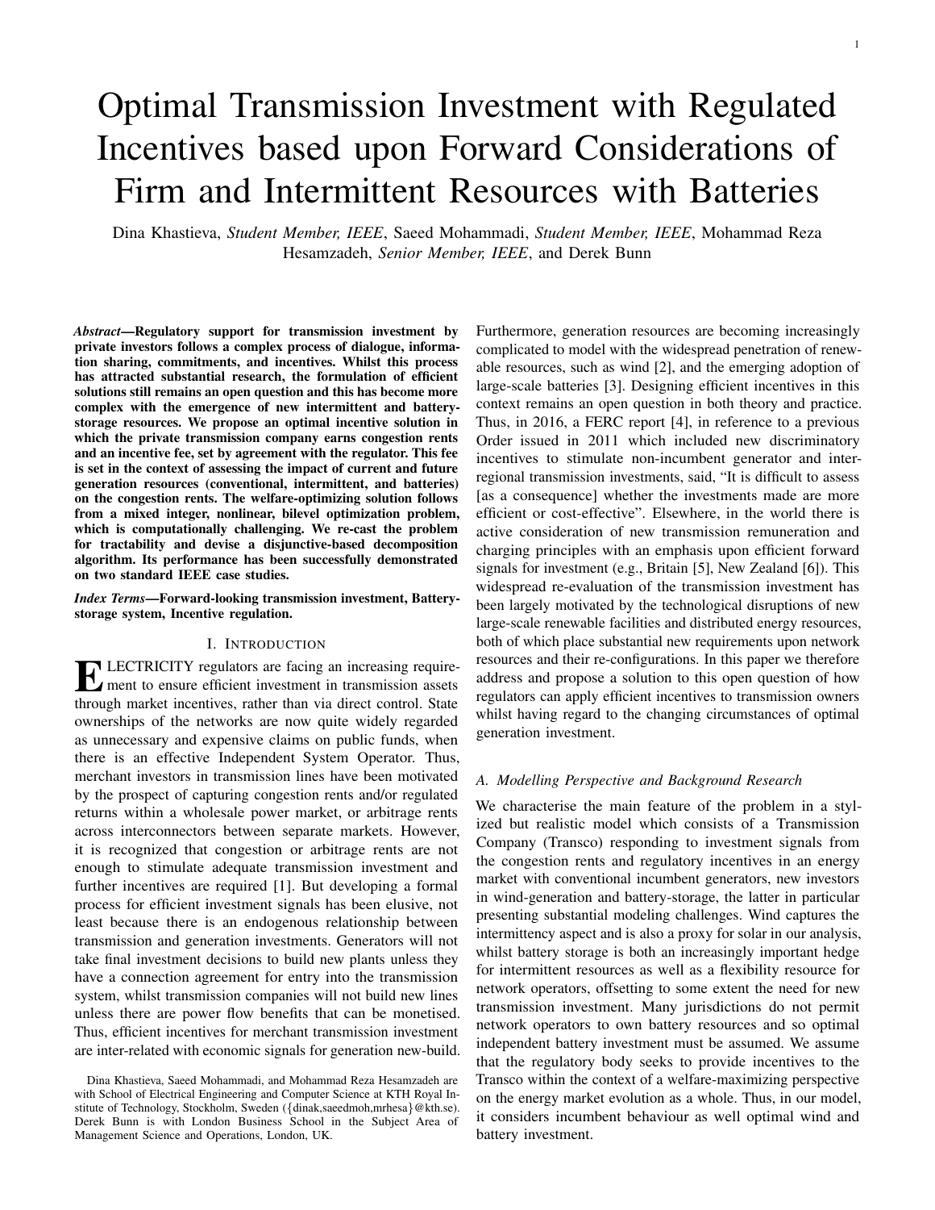# Optimal Transmission Investment with Regulated Incentives based upon Forward Considerations of Firm and Intermittent Resources with Batteries

Dina Khastieva, *Student Member, IEEE*, Saeed Mohammadi, *Student Member, IEEE*, Mohammad Reza Hesamzadeh, *Senior Member, IEEE*, and Derek Bunn

**Abstract—Regulatory support for transmission investment by private investors follows a complex process of dialogue, information sharing, commitments, and incentives. Whilst this process has attracted substantial research, the formulation of efficient solutions still remains an open question and this has become more complex with the emergence of new intermittent and battery-storage resources. We propose an optimal incentive solution in which the private transmission company earns congestion rents and an incentive fee, set by agreement with the regulator. This fee is set in the context of assessing the impact of current and future generation resources (conventional, intermittent, and batteries) on the congestion rents. The welfare-optimizing solution follows from a mixed integer, nonlinear, bilevel optimization problem, which is computationally challenging. We re-cast the problem for tractability and devise a disjunctive-based decomposition algorithm. Its performance has been successfully demonstrated on two standard IEEE case studies.**

***Index Terms*—Forward-looking transmission investment, Battery-storage system, Incentive regulation.**

## I. Introduction

ELECTRICITY regulators are facing an increasing requirement to ensure efficient investment in transmission assets through market incentives, rather than via direct control. State ownerships of the networks are now quite widely regarded as unnecessary and expensive claims on public funds, when there is an effective Independent System Operator. Thus, merchant investors in transmission lines have been motivated by the prospect of capturing congestion rents and/or regulated returns within a wholesale power market, or arbitrage rents across interconnectors between separate markets. However, it is recognized that congestion or arbitrage rents are not enough to stimulate adequate transmission investment and further incentives are required [1]. But developing a formal process for efficient investment signals has been elusive, not least because there is an endogenous relationship between transmission and generation investments. Generators will not take final investment decisions to build new plants unless they have a connection agreement for entry into the transmission system, whilst transmission companies will not build new lines unless there are power flow benefits that can be monetised. Thus, efficient incentives for merchant transmission investment are inter-related with economic signals for generation new-build. Furthermore, generation resources are becoming increasingly complicated to model with the widespread penetration of renewable resources, such as wind [2], and the emerging adoption of large-scale batteries [3]. Designing efficient incentives in this context remains an open question in both theory and practice. Thus, in 2016, a FERC report [4], in reference to a previous Order issued in 2011 which included new discriminatory incentives to stimulate non-incumbent generator and inter-regional transmission investments, said, "It is difficult to assess [as a consequence] whether the investments made are more efficient or cost-effective". Elsewhere, in the world there is active consideration of new transmission remuneration and charging principles with an emphasis upon efficient forward signals for investment (e.g., Britain [5], New Zealand [6]). This widespread re-evaluation of the transmission investment has been largely motivated by the technological disruptions of new large-scale renewable facilities and distributed energy resources, both of which place substantial new requirements upon network resources and their re-configurations. In this paper we therefore address and propose a solution to this open question of how regulators can apply efficient incentives to transmission owners whilst having regard to the changing circumstances of optimal generation investment.

Dina Khastieva, Saeed Mohammadi, and Mohammad Reza Hesamzadeh are with School of Electrical Engineering and Computer Science at KTH Royal Institute of Technology, Stockholm, Sweden ({dinak,saeedmoh,mrhesa}@kth.se). Derek Bunn is with London Business School in the Subject Area of Management Science and Operations, London, UK.

### A. Modelling Perspective and Background Research

We characterise the main feature of the problem in a stylized but realistic model which consists of a Transmission Company (Transco) responding to investment signals from the congestion rents and regulatory incentives in an energy market with conventional incumbent generators, new investors in wind-generation and battery-storage, the latter in particular presenting substantial modeling challenges. Wind captures the intermittency aspect and is also a proxy for solar in our analysis, whilst battery storage is both an increasingly important hedge for intermittent resources as well as a flexibility resource for network operators, offsetting to some extent the need for new transmission investment. Many jurisdictions do not permit network operators to own battery resources and so optimal independent battery investment must be assumed. We assume that the regulatory body seeks to provide incentives to the Transco within the context of a welfare-maximizing perspective on the energy market evolution as a whole. Thus, in our model, it considers incumbent behaviour as well optimal wind and battery investment.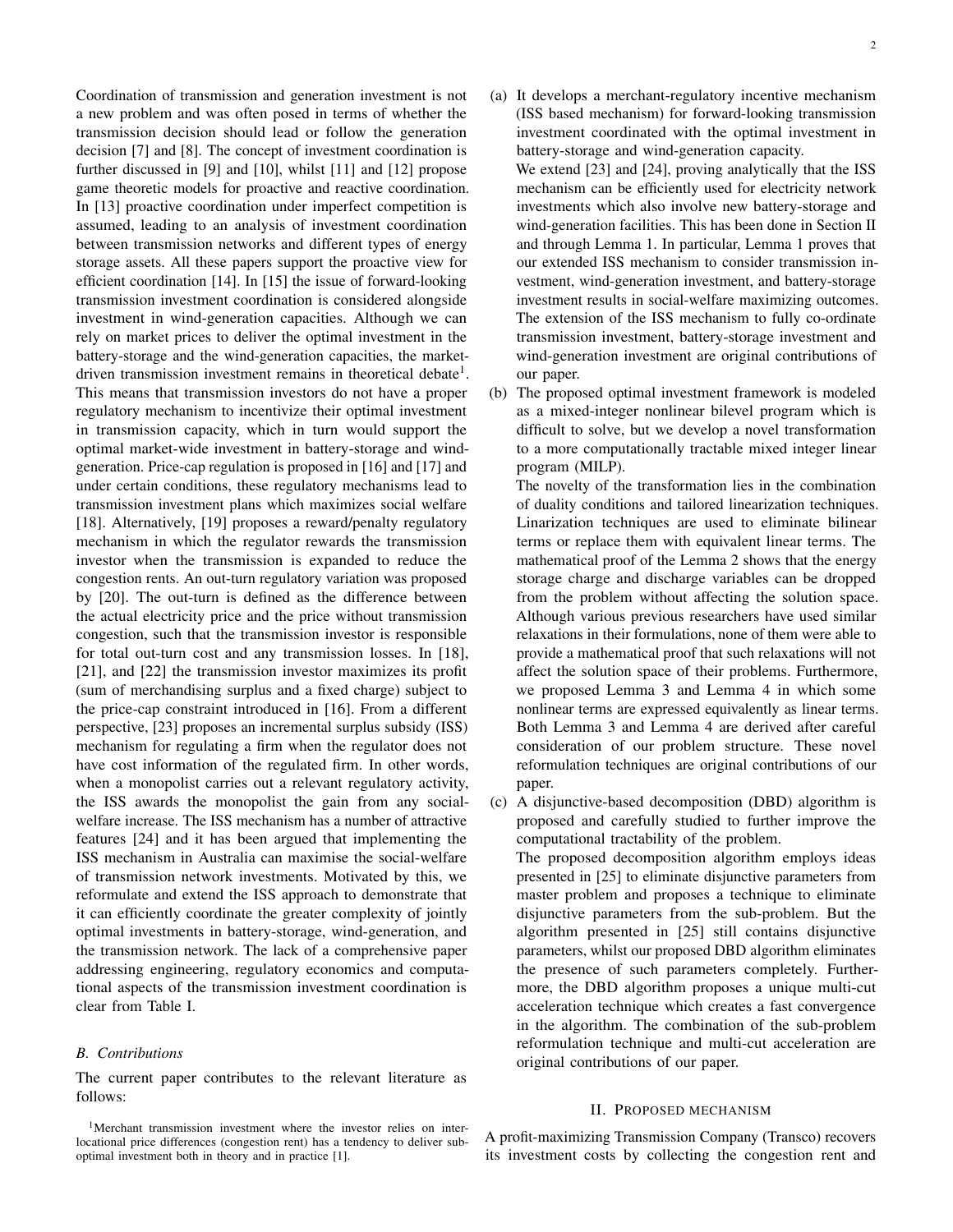Coordination of transmission and generation investment is not a new problem and was often posed in terms of whether the transmission decision should lead or follow the generation decision [7] and [8]. The concept of investment coordination is further discussed in [9] and [10], whilst [11] and [12] propose game theoretic models for proactive and reactive coordination. In [13] proactive coordination under imperfect competition is assumed, leading to an analysis of investment coordination between transmission networks and different types of energy storage assets. All these papers support the proactive view for efficient coordination [14]. In [15] the issue of forward-looking transmission investment coordination is considered alongside investment in wind-generation capacities. Although we can rely on market prices to deliver the optimal investment in the battery-storage and the wind-generation capacities, the market-driven transmission investment remains in theoretical debate[1]. This means that transmission investors do not have a proper regulatory mechanism to incentivize their optimal investment in transmission capacity, which in turn would support the optimal market-wide investment in battery-storage and wind-generation. Price-cap regulation is proposed in [16] and [17] and under certain conditions, these regulatory mechanisms lead to transmission investment plans which maximizes social welfare [18]. Alternatively, [19] proposes a reward/penalty regulatory mechanism in which the regulator rewards the transmission investor when the transmission is expanded to reduce the congestion rents. An out-turn regulatory variation was proposed by [20]. The out-turn is defined as the difference between the actual electricity price and the price without transmission congestion, such that the transmission investor is responsible for total out-turn cost and any transmission losses. In [18], [21], and [22] the transmission investor maximizes its profit (sum of merchandising surplus and a fixed charge) subject to the price-cap constraint introduced in [16]. From a different perspective, [23] proposes an incremental surplus subsidy (ISS) mechanism for regulating a firm when the regulator does not have cost information of the regulated firm. In other words, when a monopolist carries out a relevant regulatory activity, the ISS awards the monopolist the gain from any social-welfare increase. The ISS mechanism has a number of attractive features [24] and it has been argued that implementing the ISS mechanism in Australia can maximise the social-welfare of transmission network investments. Motivated by this, we reformulate and extend the ISS approach to demonstrate that it can efficiently coordinate the greater complexity of jointly optimal investments in battery-storage, wind-generation, and the transmission network. The lack of a comprehensive paper addressing engineering, regulatory economics and computational aspects of the transmission investment coordination is clear from Table I.

### B. Contributions

The current paper contributes to the relevant literature as follows:

(a) It develops a merchant-regulatory incentive mechanism (ISS based mechanism) for forward-looking transmission investment coordinated with the optimal investment in battery-storage and wind-generation capacity.
We extend [23] and [24], proving analytically that the ISS mechanism can be efficiently used for electricity network investments which also involve new battery-storage and wind-generation facilities. This has been done in Section II and through Lemma 1. In particular, Lemma 1 proves that our extended ISS mechanism to consider transmission investment, wind-generation investment, and battery-storage investment results in social-welfare maximizing outcomes. The extension of the ISS mechanism to fully co-ordinate transmission investment, battery-storage investment and wind-generation investment are original contributions of our paper.

(b) The proposed optimal investment framework is modeled as a mixed-integer nonlinear bilevel program which is difficult to solve, but we develop a novel transformation to a more computationally tractable mixed integer linear program (MILP).
The novelty of the transformation lies in the combination of duality conditions and tailored linearization techniques. Linarization techniques are used to eliminate bilinear terms or replace them with equivalent linear terms. The mathematical proof of the Lemma 2 shows that the energy storage charge and discharge variables can be dropped from the problem without affecting the solution space. Although various previous researchers have used similar relaxations in their formulations, none of them were able to provide a mathematical proof that such relaxations will not affect the solution space of their problems. Furthermore, we proposed Lemma 3 and Lemma 4 in which some nonlinear terms are expressed equivalently as linear terms. Both Lemma 3 and Lemma 4 are derived after careful consideration of our problem structure. These novel reformulation techniques are original contributions of our paper.

(c) A disjunctive-based decomposition (DBD) algorithm is proposed and carefully studied to further improve the computational tractability of the problem.
The proposed decomposition algorithm employs ideas presented in [25] to eliminate disjunctive parameters from master problem and proposes a technique to eliminate disjunctive parameters from the sub-problem. But the algorithm presented in [25] still contains disjunctive parameters, whilst our proposed DBD algorithm eliminates the presence of such parameters completely. Furthermore, the DBD algorithm proposes a unique multi-cut acceleration technique which creates a fast convergence in the algorithm. The combination of the sub-problem reformulation technique and multi-cut acceleration are original contributions of our paper.

## II. Proposed mechanism

A profit-maximizing Transmission Company (Transco) recovers its investment costs by collecting the congestion rent and

[1] Merchant transmission investment where the investor relies on inter-locational price differences (congestion rent) has a tendency to deliver sub-optimal investment both in theory and in practice [1].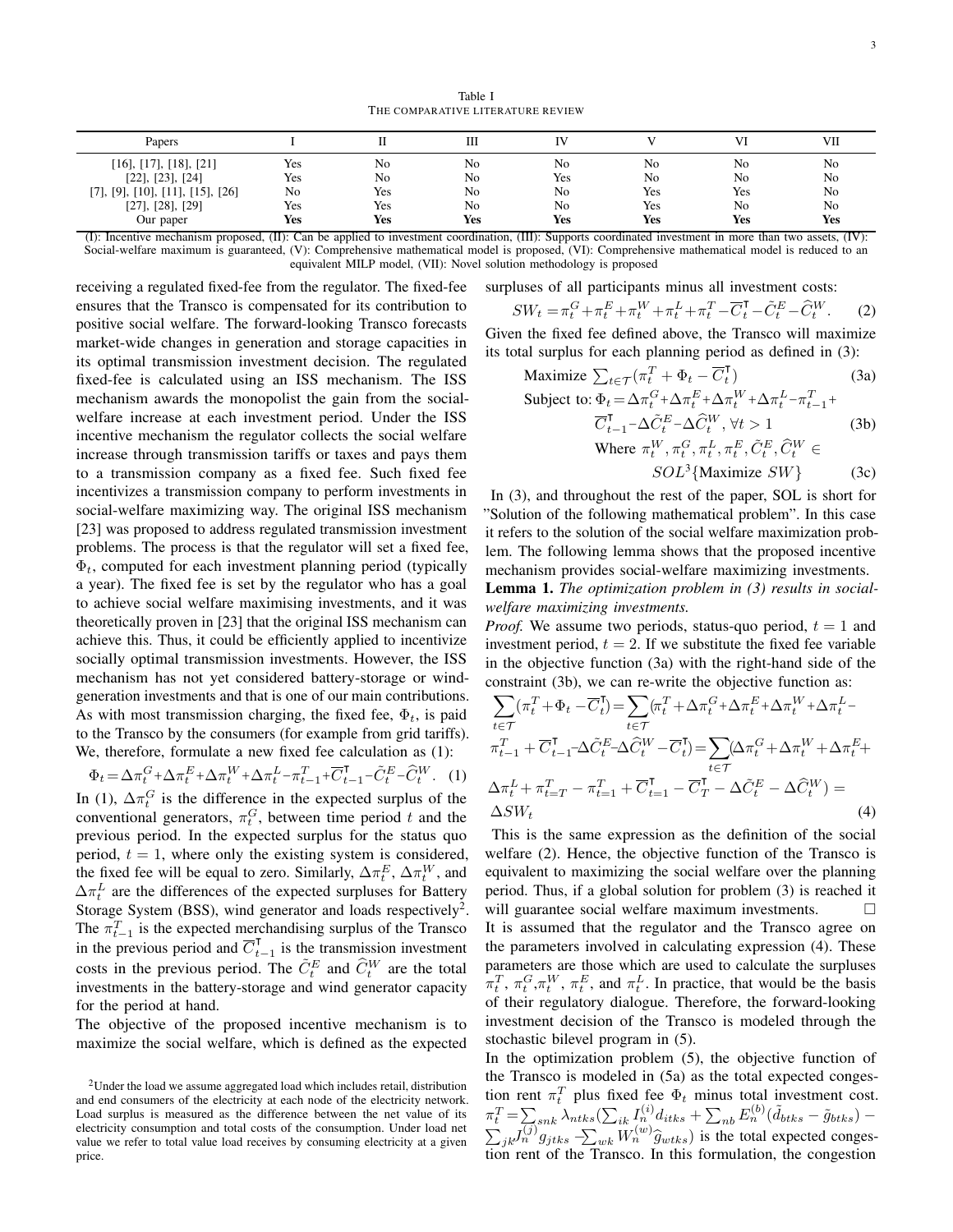Table I
THE COMPARATIVE LITERATURE REVIEW

| Papers | I | II | III | IV | V | VI | VII |
|---|---|---|---|---|---|---|---|
| [16], [17], [18], [21] | Yes | No | No | No | No | No | No |
| [22], [23], [24] | Yes | No | No | Yes | No | No | No |
| [7], [9], [10], [11], [15], [26] | No | Yes | No | No | Yes | Yes | No |
| [27], [28], [29] | Yes | Yes | No | No | Yes | No | No |
| Our paper | **Yes** | **Yes** | **Yes** | **Yes** | **Yes** | **Yes** | **Yes** |

(I): Incentive mechanism proposed, (II): Can be applied to investment coordination, (III): Supports coordinated investment in more than two assets, (IV): Social-welfare maximum is guaranteed, (V): Comprehensive mathematical model is proposed, (VI): Comprehensive mathematical model is reduced to an equivalent MILP model, (VII): Novel solution methodology is proposed

receiving a regulated fixed-fee from the regulator. The fixed-fee ensures that the Transco is compensated for its contribution to positive social welfare. The forward-looking Transco forecasts market-wide changes in generation and storage capacities in its optimal transmission investment decision. The regulated fixed-fee is calculated using an ISS mechanism. The ISS mechanism awards the monopolist the gain from the social-welfare increase at each investment period. Under the ISS incentive mechanism the regulator collects the social welfare increase through transmission tariffs or taxes and pays them to a transmission company as a fixed fee. Such fixed fee incentivizes a transmission company to perform investments in social-welfare maximizing way. The original ISS mechanism [23] was proposed to address regulated transmission investment problems. The process is that the regulator will set a fixed fee, $\Phi_t$, computed for each investment planning period (typically a year). The fixed fee is set by the regulator who has a goal to achieve social welfare maximising investments, and it was theoretically proven in [23] that the original ISS mechanism can achieve this. Thus, it could be efficiently applied to incentivize socially optimal transmission investments. However, the ISS mechanism has not yet considered battery-storage or wind-generation investments and that is one of our main contributions. As with most transmission charging, the fixed fee, $\Phi_t$, is paid to the Transco by the consumers (for example from grid tariffs). We, therefore, formulate a new fixed fee calculation as (1):

$$\Phi_t = \Delta\pi_t^G + \Delta\pi_t^E + \Delta\pi_t^W + \Delta\pi_t^L - \pi_{t-1}^T + \overline{C}_{t-1}^{\intercal} - \tilde{C}_t^E - \widehat{C}_t^W. \quad (1)$$

In (1), $\Delta\pi_t^G$ is the difference in the expected surplus of the conventional generators, $\pi_t^G$, between time period $t$ and the previous period. In the expected surplus for the status quo period, $t = 1$, where only the existing system is considered, the fixed fee will be equal to zero. Similarly, $\Delta\pi_t^E$, $\Delta\pi_t^W$, and $\Delta\pi_t^L$ are the differences of the expected surpluses for Battery Storage System (BSS), wind generator and loads respectively[2]. The $\pi_{t-1}^T$ is the expected merchandising surplus of the Transco in the previous period and $\overline{C}_{t-1}^{\intercal}$ is the transmission investment costs in the previous period. The $\tilde{C}_t^E$ and $\widehat{C}_t^W$ are the total investments in the battery-storage and wind generator capacity for the period at hand.

The objective of the proposed incentive mechanism is to maximize the social welfare, which is defined as the expected surpluses of all participants minus all investment costs:

$$SW_t = \pi_t^G + \pi_t^E + \pi_t^W + \pi_t^L + \pi_t^T - \overline{C}_t^{\intercal} - \tilde{C}_t^E - \widehat{C}_t^W. \quad (2)$$

Given the fixed fee defined above, the Transco will maximize its total surplus for each planning period as defined in (3):

$$\text{Maximize } \textstyle\sum_{t\in\mathcal{T}} (\pi_t^T + \Phi_t - \overline{C}_t^{\intercal}) \quad (3a)$$

$$\text{Subject to: } \Phi_t = \Delta\pi_t^G + \Delta\pi_t^E + \Delta\pi_t^W + \Delta\pi_t^L - \pi_{t-1}^T + \overline{C}_{t-1}^{\intercal} - \Delta\tilde{C}_t^E - \Delta\widehat{C}_t^W, \ \forall t > 1 \quad (3b)$$

$$\text{Where } \pi_t^W, \pi_t^G, \pi_t^L, \pi_t^E, \tilde{C}_t^E, \widehat{C}_t^W \in SOL^3\{\text{Maximize } SW\} \quad (3c)$$

In (3), and throughout the rest of the paper, SOL is short for "Solution of the following mathematical problem". In this case it refers to the solution of the social welfare maximization problem. The following lemma shows that the proposed incentive mechanism provides social-welfare maximizing investments.

**Lemma 1.** *The optimization problem in (3) results in social-welfare maximizing investments.*

*Proof.* We assume two periods, status-quo period, $t = 1$ and investment period, $t = 2$. If we substitute the fixed fee variable in the objective function (3a) with the right-hand side of the constraint (3b), we can re-write the objective function as:

$$\sum_{t\in\mathcal{T}} (\pi_t^T + \Phi_t - \overline{C}_t^{\intercal}) = \sum_{t\in\mathcal{T}} (\pi_t^T + \Delta\pi_t^G + \Delta\pi_t^E + \Delta\pi_t^W + \Delta\pi_t^L - \pi_{t-1}^T + \overline{C}_{t-1}^{\intercal} - \Delta\tilde{C}_t^E - \Delta\widehat{C}_t^W - \overline{C}_t^{\intercal}) = \sum_{t\in\mathcal{T}} (\Delta\pi_t^G + \Delta\pi_t^W + \Delta\pi_t^E + \Delta\pi_t^L + \pi_{t=T}^T - \pi_{t=1}^T + \overline{C}_{t=1}^{\intercal} - \overline{C}_T^{\intercal} - \Delta\tilde{C}_t^E - \Delta\widehat{C}_t^W) = \Delta SW_t \quad (4)$$

This is the same expression as the definition of the social welfare (2). Hence, the objective function of the Transco is equivalent to maximizing the social welfare over the planning period. Thus, if a global solution for problem (3) is reached it will guarantee social welfare maximum investments. $\square$

It is assumed that the regulator and the Transco agree on the parameters involved in calculating expression (4). These parameters are those which are used to calculate the surpluses $\pi_t^T$, $\pi_t^G$, $\pi_t^W$, $\pi_t^E$, and $\pi_t^L$. In practice, that would be the basis of their regulatory dialogue. Therefore, the forward-looking investment decision of the Transco is modeled through the stochastic bilevel program in (5).

In the optimization problem (5), the objective function of the Transco is modeled in (5a) as the total expected congestion rent $\pi_t^T$ plus fixed fee $\Phi_t$ minus total investment cost. $\pi_t^T = \sum_{snk} \lambda_{ntks} (\sum_{ik} I_n^{(i)} d_{itks} + \sum_{nb} E_n^{(b)} (\tilde{d}_{btks} - \tilde{g}_{btks}) - \sum_{jk} J_n^{(j)} g_{jtks} - \sum_{wk} W_n^{(w)} \widehat{g}_{wtks})$ is the total expected congestion rent of the Transco. In this formulation, the congestion

[2] Under the load we assume aggregated load which includes retail, distribution and end consumers of the electricity at each node of the electricity network. Load surplus is measured as the difference between the net value of its electricity consumption and total costs of the consumption. Under load net value we refer to total value load receives by consuming electricity at a given price.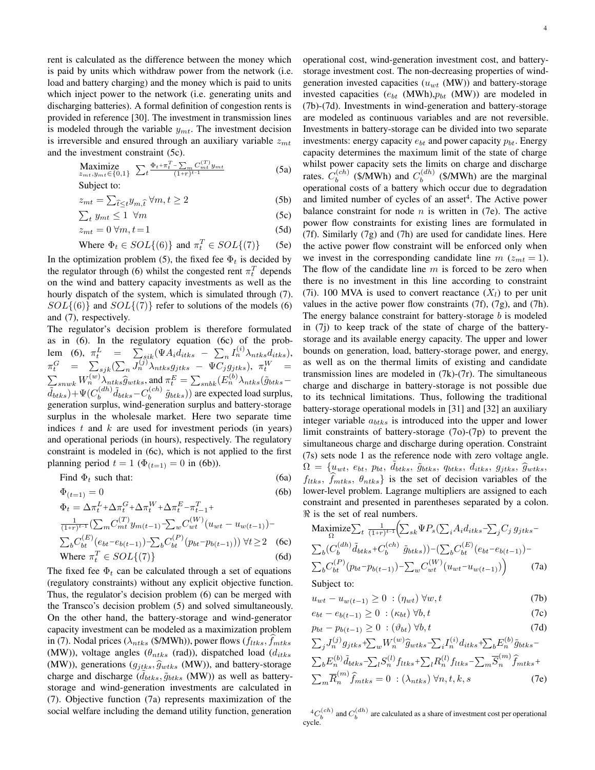rent is calculated as the difference between the money which is paid by units which withdraw power from the network (i.e. load and battery charging) and the money which is paid to units which inject power to the network (i.e. generating units and discharging batteries). A formal definition of congestion rents is provided in reference [30]. The investment in transmission lines is modeled through the variable $y_{mt}$. The investment decision is irreversible and ensured through an auxiliary variable $z_{mt}$ and the investment constraint (5c).

$$\underset{z_{mt},y_{mt}\in\{0,1\}}{\text{Maximize}} \ \sum_t \frac{\Phi_t+\pi_t^T-\sum_m C_{mt}^{(T)}y_{mt}}{(1+r)^{t-1}} \tag{5a}$$

Subject to:

$$z_{mt}=\sum_{\hat{t}\leq t} y_{m,\hat{t}} \ \forall m, t\geq 2 \tag{5b}$$

$$\sum_t y_{mt}\leq 1 \ \forall m \tag{5c}$$

$$z_{mt}=0 \ \forall m, t=1 \tag{5d}$$

$$\text{Where } \Phi_t\in SOL\{(6)\} \text{ and } \pi_t^T\in SOL\{(7)\} \tag{5e}$$

In the optimization problem (5), the fixed fee $\Phi_t$ is decided by the regulator through (6) whilst the congested rent $\pi_t^T$ depends on the wind and battery capacity investments as well as the hourly dispatch of the system, which is simulated through (7). $SOL\{(6)\}$ and $SOL\{(7)\}$ refer to solutions of the models (6) and (7), respectively.

The regulator's decision problem is therefore formulated as in (6). In the regulatory equation (6c) of the problem (6), $\pi_t^L = \sum_{sik}(\Psi A_i d_{itks} - \sum_n I_n^{(i)}\lambda_{ntks}d_{itks})$, $\pi_t^G = \sum_{sjk}(\sum_n J_n^{(j)}\lambda_{ntks}g_{jtks} - \Psi C_j g_{jtks})$, $\pi_t^W = \sum_{snwk} W_n^{(w)}\lambda_{ntks}\widehat{g}_{wtks}$, and $\pi_t^E = \sum_{snbk}(E_n^{(b)}\lambda_{ntks}(\tilde{g}_{btks} - \tilde{d}_{btks}) + \Psi(C_b^{(dh)}\tilde{d}_{btks} - C_b^{(ch)}\tilde{g}_{btks}))$ are expected load surplus, generation surplus, wind-generation surplus and battery-storage surplus in the wholesale market. Here two separate time indices $t$ and $k$ are used for investment periods (in years) and operational periods (in hours), respectively. The regulatory constraint is modeled in (6c), which is not applied to the first planning period $t=1$ ($\Phi_{(t=1)}=0$ in (6b)).

$$\text{Find } \Phi_t \text{ such that:} \tag{6a}$$

$$\Phi_{(t=1)}=0 \tag{6b}$$

$$\begin{aligned}\Phi_t = {} & \Delta\pi_t^L+\Delta\pi_t^G+\Delta\pi_t^W+\Delta\pi_t^E-\pi_{t-1}^T+ \\ & \tfrac{1}{(1+r)^{t-1}}\big(\textstyle\sum_m C_{mt}^{(T)}y_{m(t-1)}-\sum_w C_{wt}^{(W)}(u_{wt}-u_{w(t-1)})- \\ & \textstyle\sum_b C_{bt}^{(E)}(e_{bt}-e_{b(t-1)})-\sum_b C_{bt}^{(P)}(p_{bt}-p_{b(t-1)})\big) \ \forall t\geq 2\end{aligned} \tag{6c}$$

$$\text{Where } \pi_t^T\in SOL\{(7)\} \tag{6d}$$

The fixed fee $\Phi_t$ can be calculated through a set of equations (regulatory constraints) without any explicit objective function. Thus, the regulator's decision problem (6) can be merged with the Transco's decision problem (5) and solved simultaneously. On the other hand, the battery-storage and wind-generator capacity investment can be modeled as a maximization problem in (7). Nodal prices ($\lambda_{ntks}$ (\$/MWh)), power flows ($f_{ltks}, \widehat{f}_{mtks}$ (MW)), voltage angles ($\theta_{ntks}$ (rad)), dispatched load ($d_{itks}$ (MW)), generations ($g_{jtks}, \widehat{g}_{wtks}$ (MW)), and battery-storage charge and discharge ($\tilde{d}_{btks}, \tilde{g}_{btks}$ (MW)) as well as battery-storage and wind-generation investments are calculated in (7). Objective function (7a) represents maximization of the social welfare including the demand utility function, generation operational cost, wind-generation investment cost, and battery-storage investment cost. The non-decreasing properties of wind-generation invested capacities ($u_{wt}$ (MW)) and battery-storage invested capacities ($e_{bt}$ (MWh),$p_{bt}$ (MW)) are modeled in (7b)-(7d). Investments in wind-generation and battery-storage are modeled as continuous variables and are not reversible. Investments in battery-storage can be divided into two separate investments: energy capacity $e_{bt}$ and power capacity $p_{bt}$. Energy capacity determines the maximum limit of the state of charge whilst power capacity sets the limits on charge and discharge rates. $C_b^{(ch)}$ (\$/MWh) and $C_b^{(dh)}$ (\$/MWh) are the marginal operational costs of a battery which occur due to degradation and limited number of cycles of an asset[4]. The Active power balance constraint for node $n$ is written in (7e). The active power flow constraints for existing lines are formulated in (7f). Similarly (7g) and (7h) are used for candidate lines. Here the active power flow constraint will be enforced only when we invest in the corresponding candidate line $m$ ($z_{mt}=1$). The flow of the candidate line $m$ is forced to be zero when there is no investment in this line according to constraint (7i). 100 MVA is used to convert reactance ($X_l$) to per unit values in the active power flow constraints (7f), (7g), and (7h). The energy balance constraint for battery-storage $b$ is modeled in (7j) to keep track of the state of charge of the battery-storage and its available energy capacity. The upper and lower bounds on generation, load, battery-storage power, and energy, as well as on the thermal limits of existing and candidate transmission lines are modeled in (7k)-(7r). The simultaneous charge and discharge in battery-storage is not possible due to its technical limitations. Thus, following the traditional battery-storage operational models in [31] and [32] an auxiliary integer variable $a_{btks}$ is introduced into the upper and lower limit constraints of battery-storage (7o)-(7p) to prevent the simultaneous charge and discharge during operation. Constraint (7s) sets node 1 as the reference node with zero voltage angle. $\Omega=\{u_{wt}, e_{bt}, p_{bt}, \tilde{d}_{btks}, \tilde{g}_{btks}, q_{btks}, d_{itks}, g_{jtks}, \widehat{g}_{wtks}, f_{ltks}, \widehat{f}_{mtks}, \theta_{ntks}\}$ is the set of decision variables of the lower-level problem. Lagrange multipliers are assigned to each constraint and presented in parentheses separated by a colon. $\Re$ is the set of real numbers.

$$\begin{aligned}\underset{\Omega}{\text{Maximize}} & \textstyle\sum_t \frac{1}{(1+r)^{t-1}}\Big(\sum_{sk}\Psi P_s\big(\sum_i A_i d_{itks}-\sum_j C_j\, g_{jtks}- \\ & \textstyle\sum_b(C_b^{(dh)}\tilde{d}_{btks}+C_b^{(ch)}\,\tilde{g}_{btks})\big)-\big(\sum_b C_{bt}^{(E)}(e_{bt}-e_{b(t-1)})- \\ & \textstyle\sum_b C_{bt}^{(P)}(p_{bt}-p_{b(t-1)})-\sum_w C_{wt}^{(W)}(u_{wt}-u_{w(t-1)})\big)\Big)\end{aligned} \tag{7a}$$

Subject to:

$$u_{wt}-u_{w(t-1)}\geq 0 \ :(\eta_{wt}) \ \forall w,t \tag{7b}$$

$$e_{bt}-e_{b(t-1)}\geq 0 \ :(\kappa_{bt}) \ \forall b,t \tag{7c}$$

$$p_{bt}-p_{b(t-1)}\geq 0 \ :(\vartheta_{bt}) \ \forall b,t \tag{7d}$$

$$\begin{aligned}&\textstyle\sum_j J_n^{(j)}g_{jtks}+\sum_w W_n^{(w)}\widehat{g}_{wtks}-\sum_i I_n^{(i)}d_{itks}+\sum_b E_n^{(b)}\tilde{g}_{btks}- \\ &\textstyle\sum_b E_n^{(b)}\tilde{d}_{btks}-\sum_l S_n^{(l)}f_{ltks}+\sum_l R_n^{(l)}f_{ltks}-\sum_m \overline{S}_n^{(m)}\widehat{f}_{mtks}+ \\ &\textstyle\sum_m \overline{R}_n^{(m)}\widehat{f}_{mtks}=0 \ :(\lambda_{ntks}) \ \forall n,t,k,s\end{aligned} \tag{7e}$$

[4] $C_b^{(ch)}$ and $C_b^{(dh)}$ are calculated as a share of investment cost per operational cycle.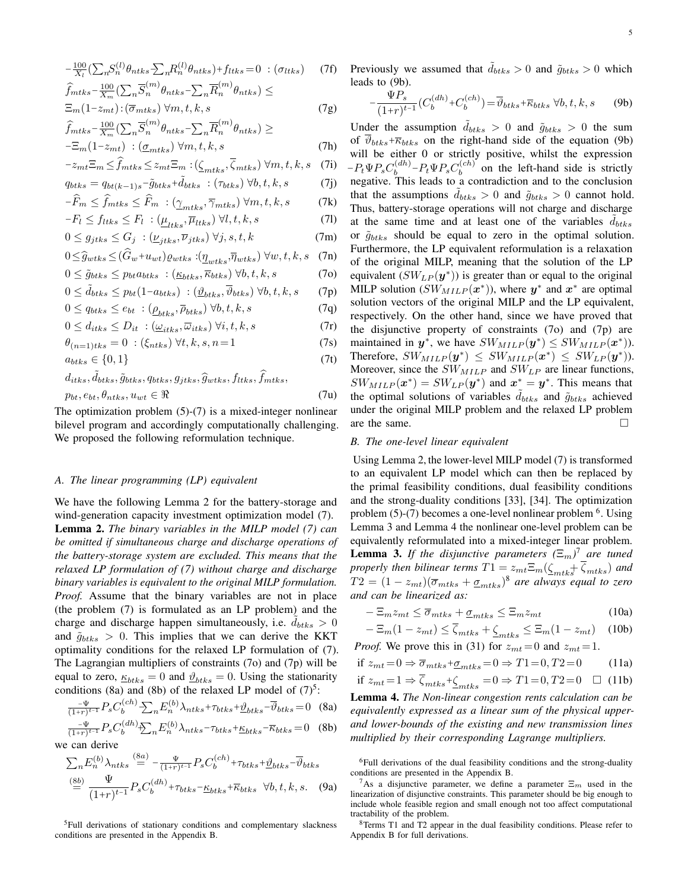$$-\frac{100}{X_l}(\sum_n S_n^{(l)}\theta_{ntks} - \sum_n R_n^{(l)}\theta_{ntks}) + f_{ltks} = 0 \ : (\sigma_{ltks}) \quad (7f)$$

$$\widehat{f}_{mtks} - \frac{100}{X_m}(\sum_n \overline{S}_n^{(m)}\theta_{ntks} - \sum_n \overline{R}_n^{(m)}\theta_{ntks}) \leq \Xi_m(1-z_{mt}) : (\overline{\sigma}_{mtks}) \ \forall m,t,k,s \quad (7g)$$

$$\widehat{f}_{mtks} - \frac{100}{X_m}(\sum_n \overline{S}_n^{(m)}\theta_{ntks} - \sum_n \overline{R}_n^{(m)}\theta_{ntks}) \geq -\Xi_m(1-z_{mt}) \ : (\underline{\sigma}_{mtks}) \ \forall m,t,k,s \quad (7h)$$

$$-z_{mt}\Xi_m \leq \widehat{f}_{mtks} \leq z_{mt}\Xi_m : (\underline{\zeta}_{mtks}, \overline{\zeta}_{mtks}) \ \forall m,t,k,s \quad (7i)$$

$$q_{btks} = q_{bt(k-1)s} - \tilde{g}_{btks} + \tilde{d}_{btks} \ : (\tau_{btks}) \ \forall b,t,k,s \quad (7j)$$

$$-\widehat{F}_m \leq \widehat{f}_{mtks} \leq \widehat{F}_m \ : (\underline{\gamma}_{mtks}, \overline{\gamma}_{mtks}) \ \forall m,t,k,s \quad (7k)$$

$$-F_l \leq f_{ltks} \leq F_l \ : (\underline{\mu}_{ltks}, \overline{\mu}_{ltks}) \ \forall l,t,k,s \quad (7l)$$

$$0 \leq g_{jtks} \leq G_j \ : (\underline{\nu}_{jtks}, \overline{\nu}_{jtks}) \ \forall j,s,t,k \quad (7m)$$

$$0 \leq \widehat{g}_{wtks} \leq (\widehat{G}_w + u_{wt})\varrho_{wtks} : (\underline{\eta}_{wtks}, \overline{\eta}_{wtks}) \ \forall w,t,k,s \quad (7n)$$

$$0 \leq \tilde{g}_{btks} \leq p_{bt}a_{btks} \ : (\underline{\kappa}_{btks}, \overline{\kappa}_{btks}) \ \forall b,t,k,s \quad (7o)$$

$$0 \leq \tilde{d}_{btks} \leq p_{bt}(1-a_{btks}) \ : (\underline{\vartheta}_{btks}, \overline{\vartheta}_{btks}) \ \forall b,t,k,s \quad (7p)$$

$$0 \leq q_{btks} \leq e_{bt} \ : (\underline{\rho}_{btks}, \overline{\rho}_{btks}) \ \forall b,t,k,s \quad (7q)$$

$$0 \leq d_{itks} \leq D_{it} \ : (\underline{\omega}_{itks}, \overline{\omega}_{itks}) \ \forall i,t,k,s \quad (7r)$$

$$\theta_{(n=1)tks} = 0 \ : (\xi_{ntks}) \ \forall t,k,s,n=1 \quad (7s)$$

$$a_{btks} \in \{0,1\} \quad (7t)$$

$$d_{itks}, \tilde{d}_{btks}, \tilde{g}_{btks}, q_{btks}, g_{jtks}, \widehat{g}_{wtks}, f_{ltks}, \widehat{f}_{mtks}, p_{bt}, e_{bt}, \theta_{ntks}, u_{wt} \in \Re \quad (7u)$$

The optimization problem (5)-(7) is a mixed-integer nonlinear bilevel program and accordingly computationally challenging. We proposed the following reformulation technique.

### A. The linear programming (LP) equivalent

We have the following Lemma 2 for the battery-storage and wind-generation capacity investment optimization model (7).

**Lemma 2.** *The binary variables in the MILP model (7) can be omitted if simultaneous charge and discharge operations of the battery-storage system are excluded. This means that the relaxed LP formulation of (7) without charge and discharge binary variables is equivalent to the original MILP formulation.*

*Proof.* Assume that the binary variables are not in place (the problem (7) is formulated as an LP problem) and the charge and discharge happen simultaneously, i.e. $\tilde{d}_{btks} > 0$ and $\tilde{g}_{btks} > 0$. This implies that we can derive the KKT optimality conditions for the relaxed LP formulation of (7). The Lagrangian multipliers of constraints (7o) and (7p) will be equal to zero, $\underline{\kappa}_{btks} = 0$ and $\underline{\vartheta}_{btks} = 0$. Using the stationarity conditions (8a) and (8b) of the relaxed LP model of (7)[5]:

$$\frac{-\Psi}{(1+r)^{t-1}} P_s C_b^{(ch)} \sum_n E_n^{(b)} \lambda_{ntks} + \tau_{btks} + \underline{\vartheta}_{btks} - \overline{\vartheta}_{btks} = 0 \quad (8a)$$

$$\frac{-\Psi}{(1+r)^{t-1}} P_s C_b^{(dh)} \sum_n E_n^{(b)} \lambda_{ntks} - \tau_{btks} + \underline{\kappa}_{btks} - \overline{\kappa}_{btks} = 0 \quad (8b)$$

we can derive

$$\sum_n E_n^{(b)} \lambda_{ntks} \overset{(8a)}{=} -\frac{\Psi}{(1+r)^{t-1}} P_s C_b^{(ch)} + \tau_{btks} + \underline{\vartheta}_{btks} - \overline{\vartheta}_{btks} \overset{(8b)}{=} \frac{\Psi}{(1+r)^{t-1}} P_s C_b^{(dh)} + \tau_{btks} - \underline{\kappa}_{btks} + \overline{\kappa}_{btks} \ \forall b,t,k,s. \quad (9a)$$

Previously we assumed that $\tilde{d}_{btks} > 0$ and $\tilde{g}_{btks} > 0$ which leads to (9b).

$$-\frac{\Psi P_s}{(1+r)^{t-1}}(C_b^{(dh)} + C_b^{(ch)}) = \overline{\vartheta}_{btks} + \overline{\kappa}_{btks} \ \forall b,t,k,s \quad (9b)$$

Under the assumption $\tilde{d}_{btks} > 0$ and $\tilde{g}_{btks} > 0$ the sum of $\overline{\vartheta}_{btks} + \overline{\kappa}_{btks}$ on the right-hand side of the equation (9b) will be either 0 or strictly positive, whilst the expression $-P_t \Psi P_s C_b^{(dh)} - P_t \Psi P_s C_b^{(ch)}$ on the left-hand side is strictly negative. This leads to a contradiction and to the conclusion that the assumptions $\tilde{d}_{btks} > 0$ and $\tilde{g}_{btks} > 0$ cannot hold. Thus, battery-storage operations will not charge and discharge at the same time and at least one of the variables $\tilde{d}_{btks}$ or $\tilde{g}_{btks}$ should be equal to zero in the optimal solution. Furthermore, the LP equivalent reformulation is a relaxation of the original MILP, meaning that the solution of the LP equivalent ($SW_{LP}(\boldsymbol{y}^*)$) is greater than or equal to the original MILP solution ($SW_{MILP}(\boldsymbol{x}^*)$), where $\boldsymbol{y}^*$ and $\boldsymbol{x}^*$ are optimal solution vectors of the original MILP and the LP equivalent, respectively. On the other hand, since we have proved that the disjunctive property of constraints (7o) and (7p) are maintained in $\boldsymbol{y}^*$, we have $SW_{MILP}(\boldsymbol{y}^*) \leq SW_{MILP}(\boldsymbol{x}^*)$). Therefore, $SW_{MILP}(\boldsymbol{y}^*) \leq SW_{MILP}(\boldsymbol{x}^*) \leq SW_{LP}(\boldsymbol{y}^*)$). Moreover, since the $SW_{MILP}$ and $SW_{LP}$ are linear functions, $SW_{MILP}(\boldsymbol{x}^*) = SW_{LP}(\boldsymbol{y}^*)$ and $\boldsymbol{x}^* = \boldsymbol{y}^*$. This means that the optimal solutions of variables $\tilde{d}_{btks}$ and $\tilde{g}_{btks}$ achieved under the original MILP problem and the relaxed LP problem are the same. □

### B. The one-level linear equivalent

Using Lemma 2, the lower-level MILP model (7) is transformed to an equivalent LP model which can then be replaced by the primal feasibility conditions, dual feasibility conditions and the strong-duality conditions [33], [34]. The optimization problem (5)-(7) becomes a one-level nonlinear problem [6]. Using Lemma 3 and Lemma 4 the nonlinear one-level problem can be equivalently reformulated into a mixed-integer linear problem.

**Lemma 3.** *If the disjunctive parameters $(\Xi_m)$[7] are tuned properly then bilinear terms $T1 = z_{mt}\Xi_m(\underline{\zeta}_{mtks} + \overline{\zeta}_{mtks})$ and $T2 = (1-z_{mt})(\overline{\sigma}_{mtks} + \underline{\sigma}_{mtks})$[8] are always equal to zero and can be linearized as:*

$$-\Xi_m z_{mt} \leq \overline{\sigma}_{mtks} + \underline{\sigma}_{mtks} \leq \Xi_m z_{mt} \quad (10a)$$

$$-\Xi_m(1-z_{mt}) \leq \overline{\zeta}_{mtks} + \underline{\zeta}_{mtks} \leq \Xi_m(1-z_{mt}) \quad (10b)$$

*Proof.* We prove this in (31) for $z_{mt} = 0$ and $z_{mt} = 1$.

$$\text{if } z_{mt} = 0 \Rightarrow \overline{\sigma}_{mtks} + \underline{\sigma}_{mtks} = 0 \Rightarrow T1 = 0, T2 = 0 \quad (11a)$$

$$\text{if } z_{mt} = 1 \Rightarrow \overline{\zeta}_{mtks} + \underline{\zeta}_{mtks} = 0 \Rightarrow T1 = 0, T2 = 0 \quad \square \ (11b)$$

**Lemma 4.** *The Non-linear congestion rents calculation can be equivalently expressed as a linear sum of the physical upper- and lower-bounds of the existing and new transmission lines multiplied by their corresponding Lagrange multipliers.*

---

[5] Full derivations of stationary conditions and complementary slackness conditions are presented in the Appendix B.

[6] Full derivations of the dual feasibility conditions and the strong-duality conditions are presented in the Appendix B.

[7] As a disjunctive parameter, we define a parameter $\Xi_m$ used in the linearization of disjunctive constraints. This parameter should be big enough to include whole feasible region and small enough not too affect computational tractability of the problem.

[8] Terms T1 and T2 appear in the dual feasibility conditions. Please refer to Appendix B for full derivations.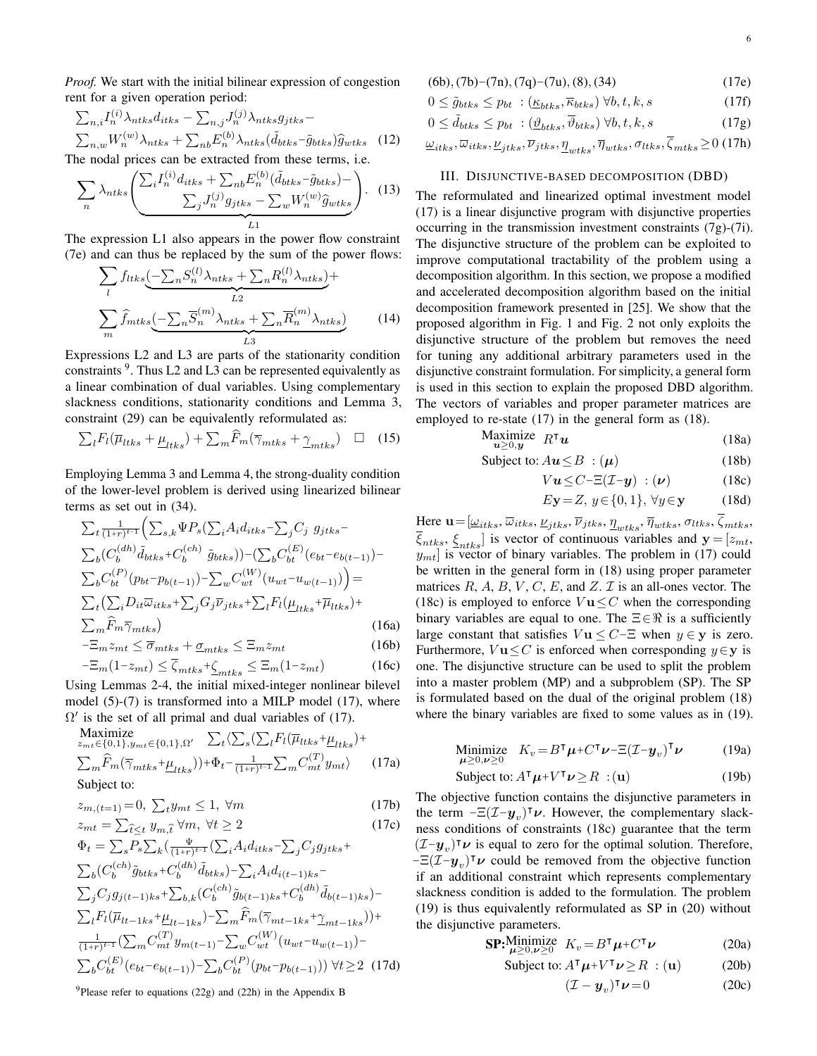*Proof.* We start with the initial bilinear expression of congestion rent for a given operation period:

$$\textstyle\sum_{n,i} I_n^{(i)} \lambda_{ntks} d_{itks} - \sum_{n,j} J_n^{(j)} \lambda_{ntks} g_{jtks} - \sum_{n,w} W_n^{(w)} \lambda_{ntks} + \sum_{nb} E_n^{(b)} \lambda_{ntks} (\tilde{d}_{btks} - \tilde{g}_{btks}) \widehat{g}_{wtks} \quad (12)$$

The nodal prices can be extracted from these terms, i.e.

$$\sum_n \lambda_{ntks} \underbrace{\begin{pmatrix} \sum_i I_n^{(i)} d_{itks} + \sum_{nb} E_n^{(b)} (\tilde{d}_{btks} - \tilde{g}_{btks}) - \\ \sum_j J_n^{(j)} g_{jtks} - \sum_w W_n^{(w)} \widehat{g}_{wtks} \end{pmatrix}}_{L1}. \quad (13)$$

The expression L1 also appears in the power flow constraint (7e) and can thus be replaced by the sum of the power flows:

$$\sum_l f_{ltks} \underbrace{(-\textstyle\sum_n S_n^{(l)} \lambda_{ntks} + \sum_n R_n^{(l)} \lambda_{ntks})}_{L2} + \sum_m \widehat{f}_{mtks} \underbrace{(-\textstyle\sum_n \overline{S}_n^{(m)} \lambda_{ntks} + \sum_m \overline{R}_n^{(m)} \lambda_{ntks})}_{L3} \quad (14)$$

Expressions L2 and L3 are parts of the stationarity condition constraints [9]. Thus L2 and L3 can be represented equivalently as a linear combination of dual variables. Using complementary slackness conditions, stationarity conditions and Lemma 3, constraint (29) can be equivalently reformulated as:

$$\textstyle\sum_l F_l (\overline{\mu}_{ltks} + \underline{\mu}_{ltks}) + \sum_m \widehat{F}_m (\overline{\gamma}_{mtks} + \underline{\gamma}_{mtks}) \quad \square \quad (15)$$

Employing Lemma 3 and Lemma 4, the strong-duality condition of the lower-level problem is derived using linearized bilinear terms as set out in (34).

$$\begin{aligned} &\textstyle\sum_t \frac{1}{(1+r)^{t-1}} \Big( \sum_{s,k} \Psi P_s (\sum_i A_i d_{itks} - \sum_j C_j \; g_{jtks} - \\ &\textstyle\sum_b (C_b^{(dh)} \tilde{d}_{btks} + C_b^{(ch)} \; \tilde{g}_{btks})) - (\sum_b C_{bt}^{(E)} (e_{bt} - e_{b(t-1)}) - \\ &\textstyle\sum_b C_{bt}^{(P)} (p_{bt} - p_{b(t-1)}) - \sum_w C_{wt}^{(W)} (u_{wt} - u_{w(t-1)}) \Big) = \\ &\textstyle\sum_t \big( \sum_i D_{it} \overline{\omega}_{itks} + \sum_j G_j \overline{\nu}_{jtks} + \sum_l F_l (\underline{\mu}_{ltks} + \overline{\mu}_{ltks}) + \\ &\textstyle\sum_m \widehat{F}_m \overline{\gamma}_{mtks} \big) \end{aligned} \quad (16a)$$

$$-\Xi_m z_{mt} \leq \overline{\sigma}_{mtks} + \underline{\sigma}_{mtks} \leq \Xi_m z_{mt} \quad (16b)$$

$$-\Xi_m (1 - z_{mt}) \leq \overline{\zeta}_{mtks} + \underline{\zeta}_{mtks} \leq \Xi_m (1 - z_{mt}) \quad (16c)$$

Using Lemmas 2-4, the initial mixed-integer nonlinear bilevel model (5)-(7) is transformed into a MILP model (17), where $\Omega'$ is the set of all primal and dual variables of (17).

$$\underset{z_{mt} \in \{0,1\}, y_{mt} \in \{0,1\}, \Omega'}{\text{Maximize}} \quad \textstyle\sum_t \langle \sum_s (\sum_l F_l (\overline{\mu}_{ltks} + \underline{\mu}_{ltks}) + \sum_m \widehat{F}_m (\overline{\gamma}_{mtks} + \underline{\mu}_{ltks})) + \Phi_t - \frac{1}{(1+r)^{t-1}} \sum_m C_{mt}^{(T)} y_{mt} \rangle \quad (17a)$$

Subject to:

$$z_{m,(t=1)} = 0, \; \textstyle\sum_t y_{mt} \leq 1, \; \forall m \quad (17b)$$

$$z_{mt} = \textstyle\sum_{\widehat{t} \leq t} y_{m,\widehat{t}} \; \forall m, \; \forall t \geq 2 \quad (17c)$$

$$\begin{aligned} \Phi_t = &\textstyle\sum_s P_s \sum_k (\frac{\Psi}{(1+r)^{t-1}} (\sum_i A_i d_{itks} - \sum_j C_j g_{jtks} + \\ &\textstyle\sum_b (C_b^{(ch)} \tilde{g}_{btks} + C_b^{(dh)} \tilde{d}_{btks}) - \sum_i A_i d_{i(t-1)ks} - \\ &\textstyle\sum_j C_j g_{j(t-1)ks} + \sum_{b,k} (C_b^{(ch)} \tilde{g}_{b(t-1)ks} + C_b^{(dh)} \tilde{d}_{b(t-1)ks}) - \\ &\textstyle\sum_l F_l (\overline{\mu}_{lt-1ks} + \underline{\mu}_{lt-1ks}) - \sum_m \widehat{F}_m (\overline{\gamma}_{mt-1ks} + \underline{\gamma}_{mt-1ks})) + \\ &\textstyle\frac{1}{(1+r)^{t-1}} (\sum_m C_{mt}^{(T)} y_{m(t-1)} - \sum_w C_{wt}^{(W)} (u_{wt} - u_{w(t-1)}) - \\ &\textstyle\sum_b C_{bt}^{(E)} (e_{bt} - e_{b(t-1)}) - \sum_b C_{bt}^{(P)} (p_{bt} - p_{b(t-1)})) \; \forall t \geq 2 \end{aligned} \quad (17d)$$

$$\text{(6b)}, \text{(7b)}-\text{(7n)}, \text{(7q)}-\text{(7u)}, \text{(8)}, \text{(34)} \quad (17e)$$

$$0 \leq \tilde{g}_{btks} \leq p_{bt} \;\; : (\underline{\kappa}_{btks}, \overline{\kappa}_{btks}) \; \forall b, t, k, s \quad (17f)$$

$$0 \leq \tilde{d}_{btks} \leq p_{bt} \;\; : (\underline{\vartheta}_{btks}, \overline{\vartheta}_{btks}) \; \forall b, t, k, s \quad (17g)$$

$$\underline{\omega}_{itks}, \overline{\omega}_{itks}, \underline{\nu}_{jtks}, \overline{\nu}_{jtks}, \underline{\eta}_{wtks}, \overline{\eta}_{wtks}, \sigma_{ltks}, \overline{\zeta}_{mtks} \geq 0 \quad (17h)$$

## III. Disjunctive-based decomposition (DBD)

The reformulated and linearized optimal investment model (17) is a linear disjunctive program with disjunctive properties occurring in the transmission investment constraints (7g)-(7i). The disjunctive structure of the problem can be exploited to improve computational tractability of the problem using a decomposition algorithm. In this section, we propose a modified and accelerated decomposition algorithm based on the initial decomposition framework presented in [25]. We show that the proposed algorithm in Fig. 1 and Fig. 2 not only exploits the disjunctive structure of the problem but removes the need for tuning any additional arbitrary parameters used in the disjunctive constraint formulation. For simplicity, a general form is used in this section to explain the proposed DBD algorithm. The vectors of variables and proper parameter matrices are employed to re-state (17) in the general form as (18).

$$\underset{\boldsymbol{u} \geq 0, \boldsymbol{y}}{\text{Maximize}} \;\; R^\intercal \boldsymbol{u} \quad (18a)$$

$$\text{Subject to: } A\boldsymbol{u} \leq B \;\; : (\boldsymbol{\mu}) \quad (18b)$$

$$V\boldsymbol{u} \leq C - \Xi(\mathcal{I} - \boldsymbol{y}) \;\; : (\boldsymbol{\nu}) \quad (18c)$$

$$E\mathbf{y} = Z, \; y \in \{0, 1\}, \; \forall y \in \mathbf{y} \quad (18d)$$

Here $\mathbf{u} = [\underline{\omega}_{itks}, \overline{\omega}_{itks}, \underline{\nu}_{jtks}, \overline{\nu}_{jtks}, \underline{\eta}_{wtks}, \overline{\eta}_{wtks}, \sigma_{ltks}, \overline{\zeta}_{mtks}, \overline{\xi}_{ntks}, \underline{\xi}_{ntks}]$ is vector of continuous variables and $\mathbf{y} = [z_{mt}, y_{mt}]$ is vector of binary variables. The problem in (17) could be written in the general form in (18) using proper parameter matrices $R$, $A$, $B$, $V$, $C$, $E$, and $Z$. $\mathcal{I}$ is an all-ones vector. The (18c) is employed to enforce $V\mathbf{u} \leq C$ when the corresponding binary variables are equal to one. The $\Xi \in \Re$ is a sufficiently large constant that satisfies $V\mathbf{u} \leq C - \Xi$ when $y \in \mathbf{y}$ is zero. Furthermore, $V\mathbf{u} \leq C$ is enforced when corresponding $y \in \mathbf{y}$ is one. The disjunctive structure can be used to split the problem into a master problem (MP) and a subproblem (SP). The SP is formulated based on the dual of the original problem (18) where the binary variables are fixed to some values as in (19).

$$\underset{\boldsymbol{\mu} \geq 0, \boldsymbol{\nu} \geq 0}{\text{Minimize}} \;\; K_v = B^\intercal \boldsymbol{\mu} + C^\intercal \boldsymbol{\nu} - \Xi(\mathcal{I} - \boldsymbol{y}_v)^\intercal \boldsymbol{\nu} \quad (19a)$$

$$\text{Subject to: } A^\intercal \boldsymbol{\mu} + V^\intercal \boldsymbol{\nu} \geq R \;\; : (\mathbf{u}) \quad (19b)$$

The objective function contains the disjunctive parameters in the term $-\Xi(\mathcal{I} - \boldsymbol{y}_v)^\intercal \boldsymbol{\nu}$. However, the complementary slackness conditions of constraints (18c) guarantee that the term $(\mathcal{I} - \boldsymbol{y}_v)^\intercal \boldsymbol{\nu}$ is equal to zero for the optimal solution. Therefore, $-\Xi(\mathcal{I} - \boldsymbol{y}_v)^\intercal \boldsymbol{\nu}$ could be removed from the objective function if an additional constraint which represents complementary slackness condition is added to the formulation. The problem (19) is thus equivalently reformulated as SP in (20) without the disjunctive parameters.

$$\textbf{SP:} \underset{\boldsymbol{\mu} \geq 0, \boldsymbol{\nu} \geq 0}{\text{Minimize}} \;\; K_v = B^\intercal \boldsymbol{\mu} + C^\intercal \boldsymbol{\nu} \quad (20a)$$

$$\text{Subject to: } A^\intercal \boldsymbol{\mu} + V^\intercal \boldsymbol{\nu} \geq R \;\; : (\mathbf{u}) \quad (20b)$$

$$(\mathcal{I} - \boldsymbol{y}_v)^\intercal \boldsymbol{\nu} = 0 \quad (20c)$$

[9]Please refer to equations (22g) and (22h) in the Appendix B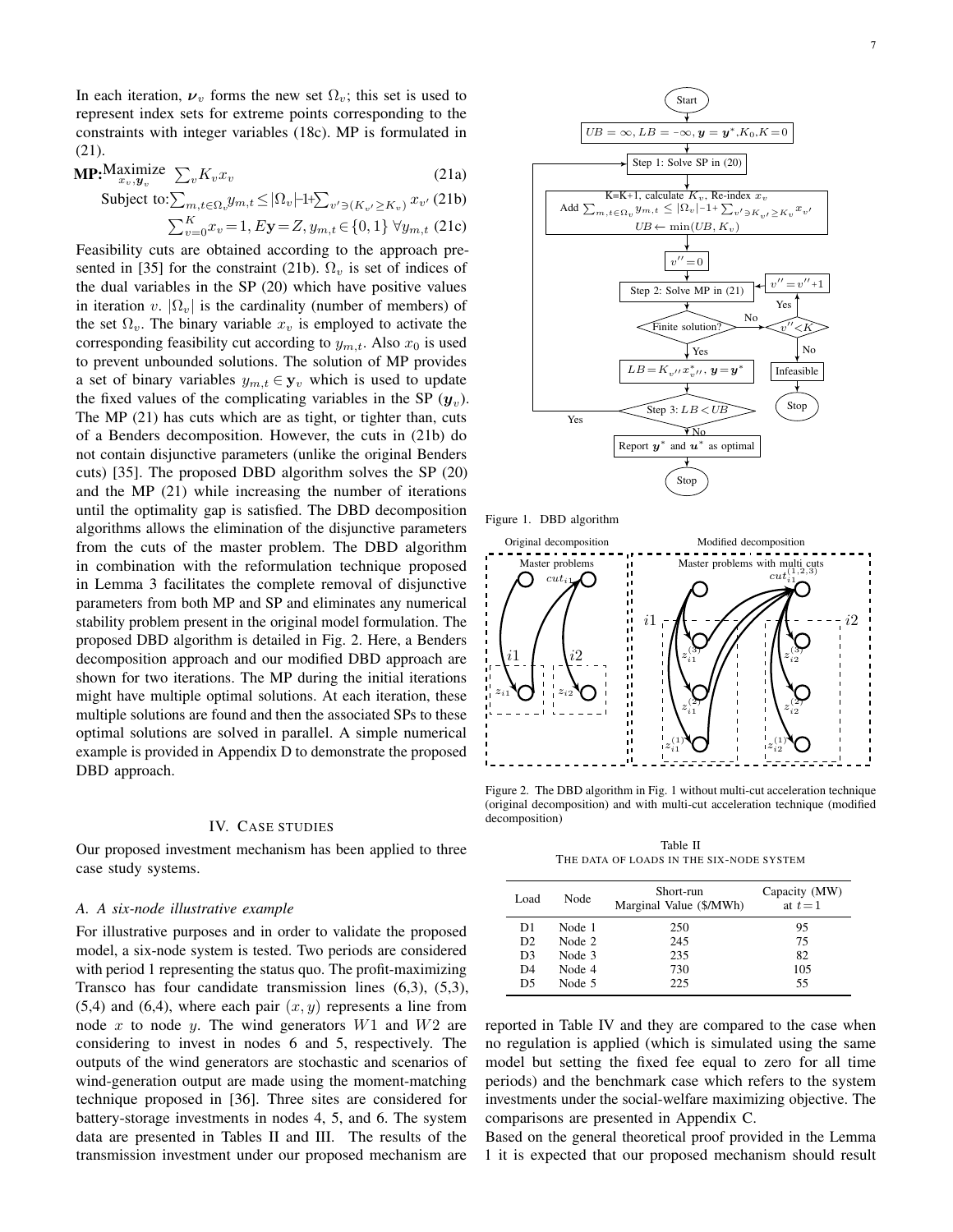In each iteration, $\boldsymbol{\nu}_v$ forms the new set $\Omega_v$; this set is used to represent index sets for extreme points corresponding to the constraints with integer variables (18c). MP is formulated in (21).

$$\textbf{MP:} \underset{x_v, \boldsymbol{y}_v}{\text{Maximize}} \ \sum_v K_v x_v \tag{21a}$$

$$\text{Subject to:} \sum_{m,t \in \Omega_v} y_{m,t} \leq |\Omega_v| - 1 + \sum_{v' \ni (K_{v'} \geq K_v)} x_{v'} \tag{21b}$$

$$\sum_{v=0}^{K} x_v = 1, E\mathbf{y} = Z, y_{m,t} \in \{0,1\} \ \forall y_{m,t} \tag{21c}$$

Feasibility cuts are obtained according to the approach presented in [35] for the constraint (21b). $\Omega_v$ is set of indices of the dual variables in the SP (20) which have positive values in iteration $v$. $|\Omega_v|$ is the cardinality (number of members) of the set $\Omega_v$. The binary variable $x_v$ is employed to activate the corresponding feasibility cut according to $y_{m,t}$. Also $x_0$ is used to prevent unbounded solutions. The solution of MP provides a set of binary variables $y_{m,t} \in \mathbf{y}_v$ which is used to update the fixed values of the complicating variables in the SP ($\boldsymbol{y}_v$). The MP (21) has cuts which are as tight, or tighter than, cuts of a Benders decomposition. However, the cuts in (21b) do not contain disjunctive parameters (unlike the original Benders cuts) [35]. The proposed DBD algorithm solves the SP (20) and the MP (21) while increasing the number of iterations until the optimality gap is satisfied. The DBD decomposition algorithms allows the elimination of the disjunctive parameters from the cuts of the master problem. The DBD algorithm in combination with the reformulation technique proposed in Lemma 3 facilitates the complete removal of disjunctive parameters from both MP and SP and eliminates any numerical stability problem present in the original model formulation. The proposed DBD algorithm is detailed in Fig. 2. Here, a Benders decomposition approach and our modified DBD approach are shown for two iterations. The MP during the initial iterations might have multiple optimal solutions. At each iteration, these multiple solutions are found and then the associated SPs to these optimal solutions are solved in parallel. A simple numerical example is provided in Appendix D to demonstrate the proposed DBD approach.

Figure 1. DBD algorithm

Figure 2. The DBD algorithm in Fig. 1 without multi-cut acceleration technique (original decomposition) and with multi-cut acceleration technique (modified decomposition)

## IV. Case studies

Our proposed investment mechanism has been applied to three case study systems.

### A. A six-node illustrative example

For illustrative purposes and in order to validate the proposed model, a six-node system is tested. Two periods are considered with period 1 representing the status quo. The profit-maximizing Transco has four candidate transmission lines (6,3), (5,3), (5,4) and (6,4), where each pair $(x, y)$ represents a line from node $x$ to node $y$. The wind generators $W1$ and $W2$ are considering to invest in nodes 6 and 5, respectively. The outputs of the wind generators are stochastic and scenarios of wind-generation output are made using the moment-matching technique proposed in [36]. Three sites are considered for battery-storage investments in nodes 4, 5, and 6. The system data are presented in Tables II and III. The results of the transmission investment under our proposed mechanism are reported in Table IV and they are compared to the case when no regulation is applied (which is simulated using the same model but setting the fixed fee equal to zero for all time periods) and the benchmark case which refers to the system investments under the social-welfare maximizing objective. The comparisons are presented in Appendix C.

Table II
The data of loads in the six-node system

| Load | Node | Short-run Marginal Value (\$/MWh) | Capacity (MW) at $t=1$ |
|---|---|---|---|
| D1 | Node 1 | 250 | 95 |
| D2 | Node 2 | 245 | 75 |
| D3 | Node 3 | 235 | 82 |
| D4 | Node 4 | 730 | 105 |
| D5 | Node 5 | 225 | 55 |

Based on the general theoretical proof provided in the Lemma 1 it is expected that our proposed mechanism should result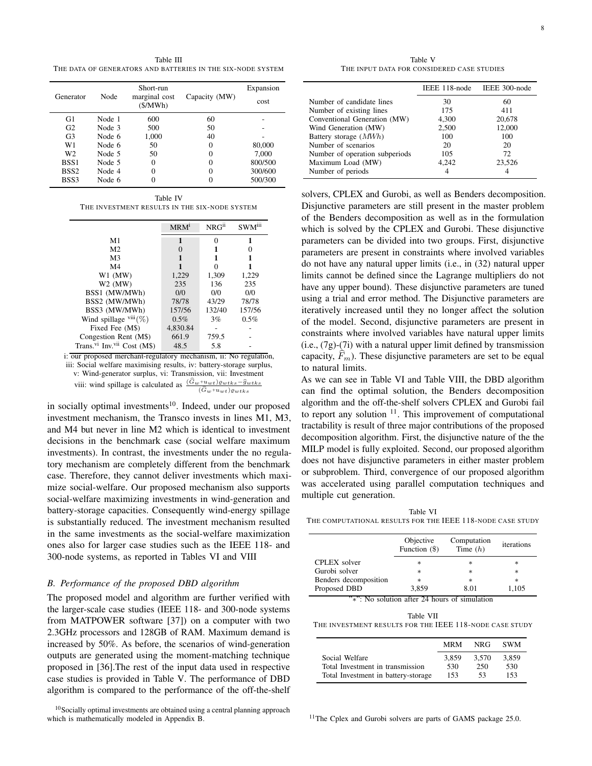Table III
THE DATA OF GENERATORS AND BATTERIES IN THE SIX-NODE SYSTEM

| Generator | Node | Short-run marginal cost (\$/MWh) | Capacity (MW) | Expansion cost |
|---|---|---|---|---|
| G1 | Node 1 | 600 | 60 | - |
| G2 | Node 3 | 500 | 50 | - |
| G3 | Node 6 | 1,000 | 40 | - |
| W1 | Node 6 | 50 | 0 | 80,000 |
| W2 | Node 5 | 50 | 0 | 7,000 |
| BSS1 | Node 5 | 0 | 0 | 800/500 |
| BSS2 | Node 4 | 0 | 0 | 300/600 |
| BSS3 | Node 6 | 0 | 0 | 500/300 |

Table IV
THE INVESTMENT RESULTS IN THE SIX-NODE SYSTEM

| | MRM[i] | NRG[ii] | SWM[iii] |
|---|---|---|---|
| M1 | **1** | 0 | **1** |
| M2 | 0 | **1** | 0 |
| M3 | **1** | **1** | **1** |
| M4 | **1** | 0 | **1** |
| W1 (MW) | 1,229 | 1,309 | 1,229 |
| W2 (MW) | 235 | 136 | 235 |
| BSS1 (MW/MWh) | 0/0 | 0/0 | 0/0 |
| BSS2 (MW/MWh) | 78/78 | 43/29 | 78/78 |
| BSS3 (MW/MWh) | 157/56 | 132/40 | 157/56 |
| Wind spillage [viii] (%) | 0.5% | 3% | 0.5% |
| Fixed Fee (M\$) | 4,830.84 | - | - |
| Congestion Rent (M\$) | 661.9 | 759.5 | - |
| Trans.[vi] Inv.[vii] Cost (M\$) | 48.5 | 5.8 | - |

i: our proposed merchant-regulatory mechanism, ii: No regulation, iii: Social welfare maximising results, iv: battery-storage surplus, v: Wind-generator surplus, vi: Transmission, vii: Investment
viii: wind spillage is calculated as $\frac{(\widehat{G}_w+u_{wt})\varrho_{wtks}-\widehat{g}_{wtks}}{(\widehat{G}_w+u_{wt})\varrho_{wtks}}$

in socially optimal investments[10]. Indeed, under our proposed investment mechanism, the Transco invests in lines M1, M3, and M4 but never in line M2 which is identical to investment decisions in the benchmark case (social welfare maximum investments). In contrast, the investments under the no regulatory mechanism are completely different from the benchmark case. Therefore, they cannot deliver investments which maximize social-welfare. Our proposed mechanism also supports social-welfare maximizing investments in wind-generation and battery-storage capacities. Consequently wind-energy spillage is substantially reduced. The investment mechanism resulted in the same investments as the social-welfare maximization ones also for larger case studies such as the IEEE 118- and 300-node systems, as reported in Tables VI and VIII

### B. Performance of the proposed DBD algorithm

The proposed model and algorithm are further verified with the larger-scale case studies (IEEE 118- and 300-node systems from MATPOWER software [37]) on a computer with two 2.3GHz processors and 128GB of RAM. Maximum demand is increased by 50%. As before, the scenarios of wind-generation outputs are generated using the moment-matching technique proposed in [36].The rest of the input data used in respective case studies is provided in Table V. The performance of DBD algorithm is compared to the performance of the off-the-shelf

[10] Socially optimal investments are obtained using a central planning approach which is mathematically modeled in Appendix B.

Table V
THE INPUT DATA FOR CONSIDERED CASE STUDIES

| | IEEE 118-node | IEEE 300-node |
|---|---|---|
| Number of candidate lines | 30 | 60 |
| Number of existing lines | 175 | 411 |
| Conventional Generation (MW) | 4,300 | 20,678 |
| Wind Generation (MW) | 2,500 | 12,000 |
| Battery storage ($MWh$) | 100 | 100 |
| Number of scenarios | 20 | 20 |
| Number of operation subperiods | 105 | 72 |
| Maximum Load (MW) | 4,242 | 23,526 |
| Number of periods | 4 | 4 |

solvers, CPLEX and Gurobi, as well as Benders decomposition. Disjunctive parameters are still present in the master problem of the Benders decomposition as well as in the formulation which is solved by the CPLEX and Gurobi. These disjunctive parameters can be divided into two groups. First, disjunctive parameters are present in constraints where involved variables do not have any natural upper limits (i.e., in (32) natural upper limits cannot be defined since the Lagrange multipliers do not have any upper bound). These disjunctive parameters are tuned using a trial and error method. The Disjunctive parameters are iteratively increased until they no longer affect the solution of the model. Second, disjunctive parameters are present in constraints where involved variables have natural upper limits (i.e., (7g)-(7i) with a natural upper limit defined by transmission capacity, $\widehat{F}_m$). These disjunctive parameters are set to be equal to natural limits.

As we can see in Table VI and Table VIII, the DBD algorithm can find the optimal solution, the Benders decomposition algorithm and the off-the-shelf solvers CPLEX and Gurobi fail to report any solution [11]. This improvement of computational tractability is result of three major contributions of the proposed decomposition algorithm. First, the disjunctive nature of the the MILP model is fully exploited. Second, our proposed algorithm does not have disjunctive parameters in either master problem or subproblem. Third, convergence of our proposed algorithm was accelerated using parallel computation techniques and multiple cut generation.

Table VI
THE COMPUTATIONAL RESULTS FOR THE IEEE 118-NODE CASE STUDY

| | Objective Function (\$) | Computation Time ($h$) | iterations |
|---|---|---|---|
| CPLEX solver | * | * | * |
| Gurobi solver | * | * | * |
| Benders decomposition | * | * | * |
| Proposed DBD | 3,859 | 8.01 | 1,105 |

"*": No solution after 24 hours of simulation

Table VII
THE INVESTMENT RESULTS FOR THE IEEE 118-NODE CASE STUDY

| | MRM | NRG | SWM |
|---|---|---|---|
| Social Welfare | 3,859 | 3,570 | 3,859 |
| Total Investment in transmission | 530 | 250 | 530 |
| Total Investment in battery-storage | 153 | 53 | 153 |

[11] The Cplex and Gurobi solvers are parts of GAMS package 25.0.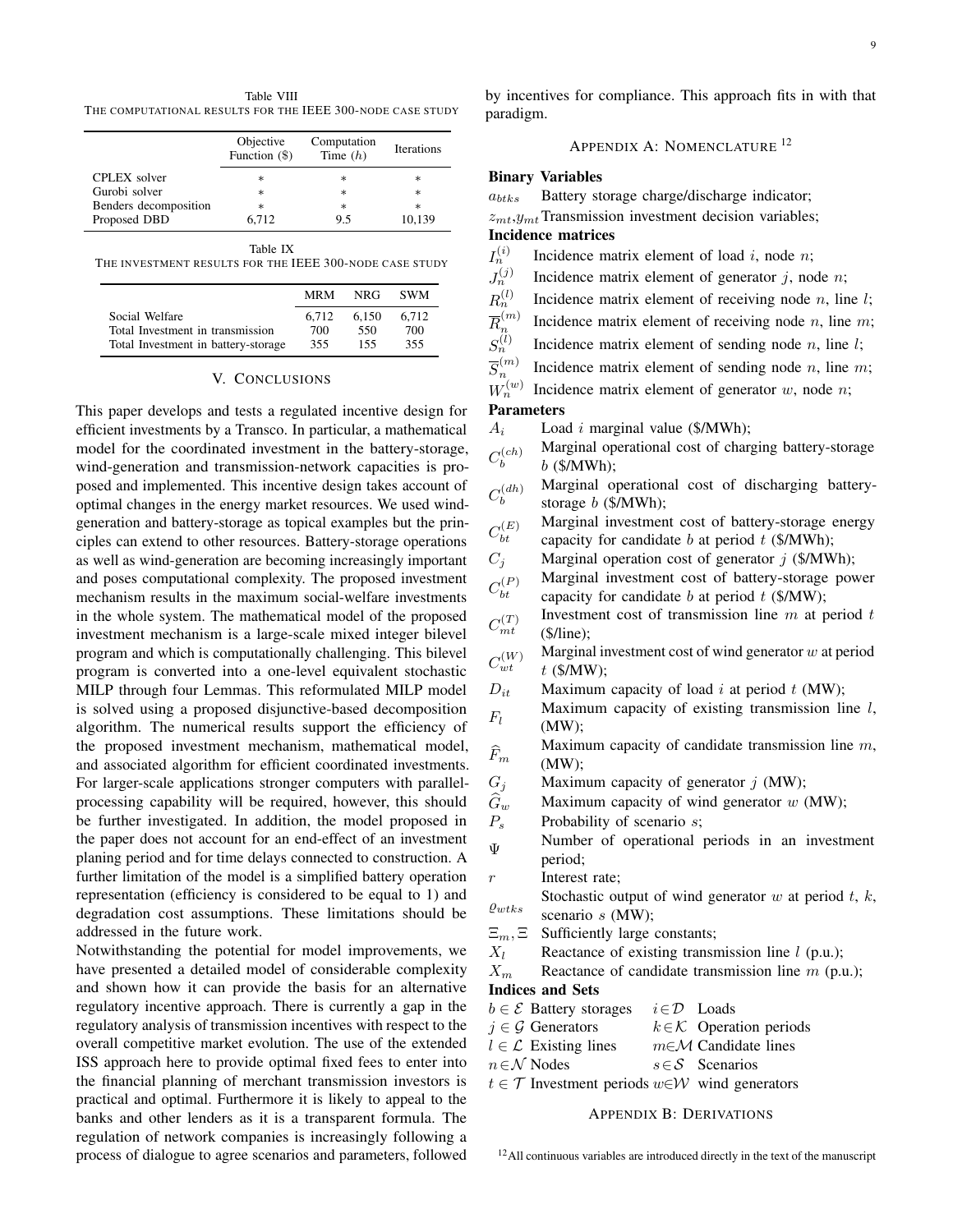Table VIII
THE COMPUTATIONAL RESULTS FOR THE IEEE 300-NODE CASE STUDY

| | Objective Function ($) | Computation Time (h) | Iterations |
|---|---|---|---|
| CPLEX solver | * | * | * |
| Gurobi solver | * | * | * |
| Benders decomposition | * | * | * |
| Proposed DBD | 6,712 | 9.5 | 10,139 |

Table IX
THE INVESTMENT RESULTS FOR THE IEEE 300-NODE CASE STUDY

| | MRM | NRG | SWM |
|---|---|---|---|
| Social Welfare | 6,712 | 6,150 | 6,712 |
| Total Investment in transmission | 700 | 550 | 700 |
| Total Investment in battery-storage | 355 | 155 | 355 |

## V. CONCLUSIONS

This paper develops and tests a regulated incentive design for efficient investments by a Transco. In particular, a mathematical model for the coordinated investment in the battery-storage, wind-generation and transmission-network capacities is proposed and implemented. This incentive design takes account of optimal changes in the energy market resources. We used wind-generation and battery-storage as topical examples but the principles can extend to other resources. Battery-storage operations as well as wind-generation are becoming increasingly important and poses computational complexity. The proposed investment mechanism results in the maximum social-welfare investments in the whole system. The mathematical model of the proposed investment mechanism is a large-scale mixed integer bilevel program and which is computationally challenging. This bilevel program is converted into a one-level equivalent stochastic MILP through four Lemmas. This reformulated MILP model is solved using a proposed disjunctive-based decomposition algorithm. The numerical results support the efficiency of the proposed investment mechanism, mathematical model, and associated algorithm for efficient coordinated investments. For larger-scale applications stronger computers with parallel-processing capability will be required, however, this should be further investigated. In addition, the model proposed in the paper does not account for an end-effect of an investment planing period and for time delays connected to construction. A further limitation of the model is a simplified battery operation representation (efficiency is considered to be equal to 1) and degradation cost assumptions. These limitations should be addressed in the future work.

Notwithstanding the potential for model improvements, we have presented a detailed model of considerable complexity and shown how it can provide the basis for an alternative regulatory incentive approach. There is currently a gap in the regulatory analysis of transmission incentives with respect to the overall competitive market evolution. The use of the extended ISS approach here to provide optimal fixed fees to enter into the financial planning of merchant transmission investors is practical and optimal. Furthermore it is likely to appeal to the banks and other lenders as it is a transparent formula. The regulation of network companies is increasingly following a process of dialogue to agree scenarios and parameters, followed by incentives for compliance. This approach fits in with that paradigm.

## APPENDIX A: NOMENCLATURE [12]

**Binary Variables**

- $a_{btks}$ Battery storage charge/discharge indicator;
- $z_{mt}$,$y_{mt}$ Transmission investment decision variables;

**Incidence matrices**

- $I_n^{(i)}$ Incidence matrix element of load $i$, node $n$;
- $J_n^{(j)}$ Incidence matrix element of generator $j$, node $n$;
- $R_n^{(l)}$ Incidence matrix element of receiving node $n$, line $l$;
- $\overline{R}_n^{(m)}$ Incidence matrix element of receiving node $n$, line $m$;
- $S_n^{(l)}$ Incidence matrix element of sending node $n$, line $l$;
- $\overline{S}_n^{(m)}$ Incidence matrix element of sending node $n$, line $m$;
- $W_n^{(w)}$ Incidence matrix element of generator $w$, node $n$;

**Parameters**

- $A_i$ Load $i$ marginal value ($/MWh);
- $C_b^{(ch)}$ Marginal operational cost of charging battery-storage $b$ ($/MWh);
- $C_b^{(dh)}$ Marginal operational cost of discharging battery-storage $b$ ($/MWh);
- $C_{bt}^{(E)}$ Marginal investment cost of battery-storage energy capacity for candidate $b$ at period $t$ ($/MWh);
- $C_j$ Marginal operation cost of generator $j$ ($/MWh);
- $C_{bt}^{(P)}$ Marginal investment cost of battery-storage power capacity for candidate $b$ at period $t$ ($/MW);
- $C_{mt}^{(T)}$ Investment cost of transmission line $m$ at period $t$ ($/line);
- $C_{wt}^{(W)}$ Marginal investment cost of wind generator $w$ at period $t$ ($/MW);
- $D_{it}$ Maximum capacity of load $i$ at period $t$ (MW);
- $F_l$ Maximum capacity of existing transmission line $l$, (MW);
- $\widehat{F}_m$ Maximum capacity of candidate transmission line $m$, (MW);
- $G_j$ Maximum capacity of generator $j$ (MW);
- $\widehat{G}_w$ Maximum capacity of wind generator $w$ (MW);
- $P_s$ Probability of scenario $s$;
- $\Psi$ Number of operational periods in an investment period;
- $r$ Interest rate;
- $\varrho_{wtks}$ Stochastic output of wind generator $w$ at period $t$, $k$, scenario $s$ (MW);
- $\Xi_m, \Xi$ Sufficiently large constants;
- $X_l$ Reactance of existing transmission line $l$ (p.u.);
- $X_m$ Reactance of candidate transmission line $m$ (p.u.);

**Indices and Sets**

- $b \in \mathcal{E}$ Battery storages
- $i \in \mathcal{D}$ Loads
- $j \in \mathcal{G}$ Generators
- $k \in \mathcal{K}$ Operation periods
- $l \in \mathcal{L}$ Existing lines
- $m \in \mathcal{M}$ Candidate lines
- $n \in \mathcal{N}$ Nodes
- $s \in \mathcal{S}$ Scenarios
- $t \in \mathcal{T}$ Investment periods
- $w \in \mathcal{W}$ wind generators

## APPENDIX B: DERIVATIONS

[12] All continuous variables are introduced directly in the text of the manuscript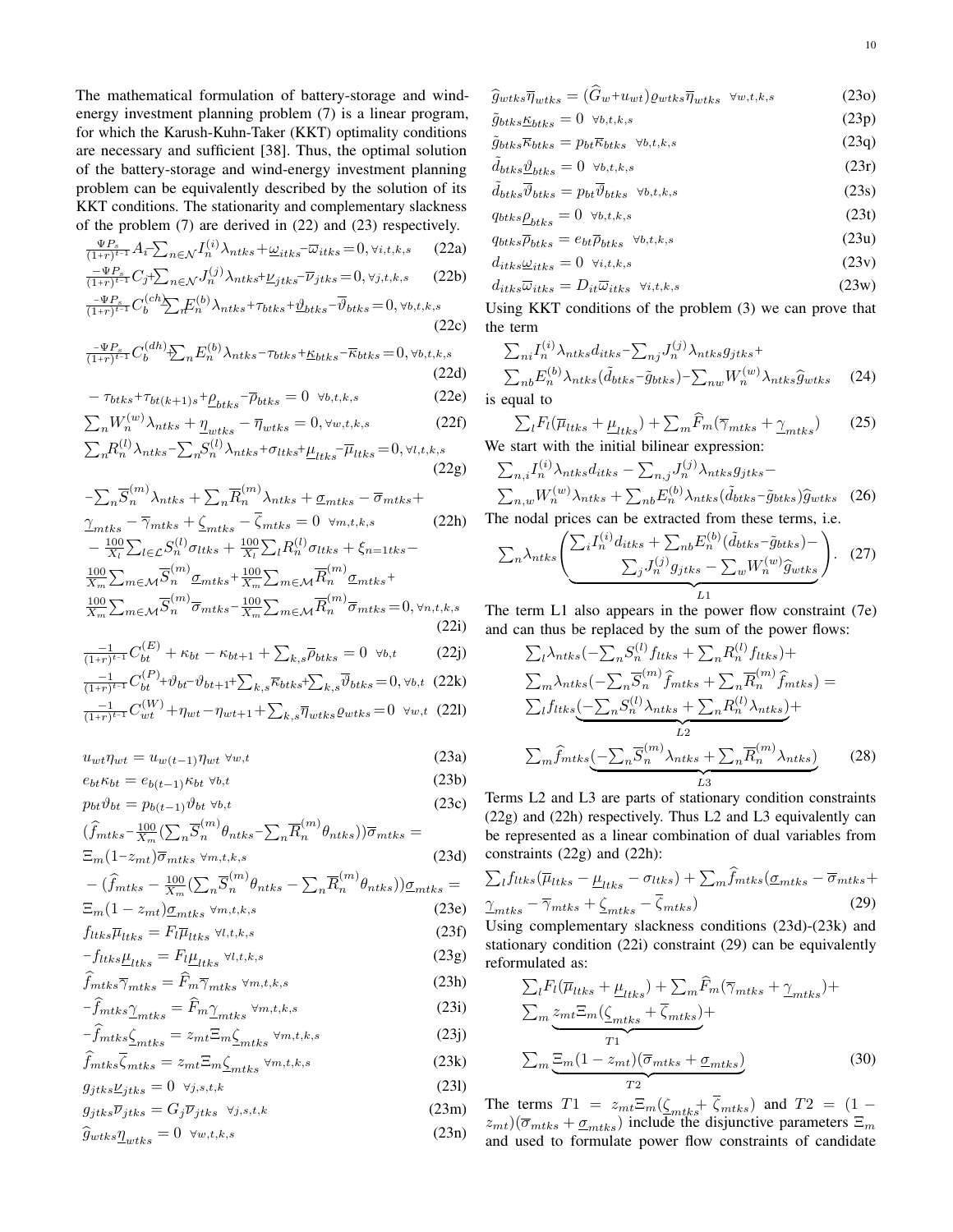The mathematical formulation of battery-storage and wind-energy investment planning problem (7) is a linear program, for which the Karush-Kuhn-Taker (KKT) optimality conditions are necessary and sufficient [38]. Thus, the optimal solution of the battery-storage and wind-energy investment planning problem can be equivalently described by the solution of its KKT conditions. The stationarity and complementary slackness of the problem (7) are derived in (22) and (23) respectively.

$$\frac{\Psi P_s}{(1+r)^{t-1}}A_i - \sum_{n\in\mathcal{N}} I_n^{(i)}\lambda_{ntks} + \underline{\omega}_{itks} - \overline{\omega}_{itks} = 0, \forall i,t,k,s \quad (22a)$$

$$\frac{-\Psi P_s}{(1+r)^{t-1}}C_j + \sum_{n\in\mathcal{N}} J_n^{(j)}\lambda_{ntks} + \underline{\nu}_{jtks} - \overline{\nu}_{jtks} = 0, \forall j,t,k,s \quad (22b)$$

$$\frac{-\Psi P_s}{(1+r)^{t-1}}C_b^{(ch)} - \sum_n E_n^{(b)}\lambda_{ntks} + \tau_{btks} + \underline{\vartheta}_{btks} - \overline{\vartheta}_{btks} = 0, \forall b,t,k,s \quad (22c)$$

$$\frac{-\Psi P_s}{(1+r)^{t-1}}C_b^{(dh)} + \sum_n E_n^{(b)}\lambda_{ntks} - \tau_{btks} + \underline{\kappa}_{btks} - \overline{\kappa}_{btks} = 0, \forall b,t,k,s \quad (22d)$$

$$-\tau_{btks} + \tau_{bt(k+1)s} + \underline{\rho}_{btks} - \overline{\rho}_{btks} = 0 \quad \forall b,t,k,s \quad (22e)$$

$$\sum_n W_n^{(w)}\lambda_{ntks} + \underline{\eta}_{wtks} - \overline{\eta}_{wtks} = 0, \forall w,t,k,s \quad (22f)$$

$$\sum_n R_n^{(l)}\lambda_{ntks} - \sum_n S_n^{(l)}\lambda_{ntks} + \sigma_{ltks} + \underline{\mu}_{ltks} - \overline{\mu}_{ltks} = 0, \forall l,t,k,s \quad (22g)$$

$$-\sum_n \overline{S}_n^{(m)}\lambda_{ntks} + \sum_n \overline{R}_n^{(m)}\lambda_{ntks} + \underline{\sigma}_{mtks} - \overline{\sigma}_{mtks} + \underline{\gamma}_{mtks} - \overline{\gamma}_{mtks} + \underline{\zeta}_{mtks} - \overline{\zeta}_{mtks} = 0 \quad \forall m,t,k,s \quad (22h)$$

$$-\frac{100}{X_l}\sum_{l\in\mathcal{L}} S_n^{(l)}\sigma_{ltks} + \frac{100}{X_l}\sum_l R_n^{(l)}\sigma_{ltks} + \xi_{n=1tks} - \frac{100}{X_m}\sum_{m\in\mathcal{M}} \overline{S}_n^{(m)}\underline{\sigma}_{mtks} + \frac{100}{X_m}\sum_{m\in\mathcal{M}} \overline{R}_n^{(m)}\underline{\sigma}_{mtks} + \frac{100}{X_m}\sum_{m\in\mathcal{M}} \overline{S}_n^{(m)}\overline{\sigma}_{mtks} - \frac{100}{X_m}\sum_{m\in\mathcal{M}} \overline{R}_n^{(m)}\overline{\sigma}_{mtks} = 0, \forall n,t,k,s \quad (22i)$$

$$\frac{-1}{(1+r)^{t-1}}C_{bt}^{(E)} + \kappa_{bt} - \kappa_{bt+1} + \sum_{k,s}\overline{\rho}_{btks} = 0 \quad \forall b,t \quad (22j)$$

$$\frac{-1}{(1+r)^{t-1}}C_{bt}^{(P)} + \vartheta_{bt} - \vartheta_{bt+1} + \sum_{k,s}\overline{\kappa}_{btks} + \sum_{k,s}\overline{\vartheta}_{btks} = 0, \forall b,t \quad (22k)$$

$$\frac{-1}{(1+r)^{t-1}}C_{wt}^{(W)} + \eta_{wt} - \eta_{wt+1} + \sum_{k,s}\overline{\eta}_{wtks}\varrho_{wtks} = 0 \quad \forall w,t \quad (22l)$$

$$u_{wt}\eta_{wt} = u_{w(t-1)}\eta_{wt} \;\forall w,t \quad (23a)$$

$$e_{bt}\kappa_{bt} = e_{b(t-1)}\kappa_{bt} \;\forall b,t \quad (23b)$$

$$p_{bt}\vartheta_{bt} = p_{b(t-1)}\vartheta_{bt} \;\forall b,t \quad (23c)$$

$$(\widehat{f}_{mtks} - \frac{100}{X_m}(\sum_n \overline{S}_n^{(m)}\theta_{ntks} - \sum_n \overline{R}_n^{(m)}\theta_{ntks}))\overline{\sigma}_{mtks} = \Xi_m(1-z_{mt})\overline{\sigma}_{mtks} \;\forall m,t,k,s \quad (23d)$$

$$-(\widehat{f}_{mtks} - \frac{100}{X_m}(\sum_n \overline{S}_n^{(m)}\theta_{ntks} - \sum_n \overline{R}_n^{(m)}\theta_{ntks}))\underline{\sigma}_{mtks} = \Xi_m(1-z_{mt})\underline{\sigma}_{mtks} \;\forall m,t,k,s \quad (23e)$$

$$f_{ltks}\overline{\mu}_{ltks} = F_l\overline{\mu}_{ltks} \;\forall l,t,k,s \quad (23f)$$

$$-f_{ltks}\underline{\mu}_{ltks} = F_l\underline{\mu}_{ltks} \;\forall l,t,k,s \quad (23g)$$

$$\widehat{f}_{mtks}\overline{\gamma}_{mtks} = \widehat{F}_m\overline{\gamma}_{mtks} \;\forall m,t,k,s \quad (23h)$$

$$-\widehat{f}_{mtks}\underline{\gamma}_{mtks} = \widehat{F}_m\underline{\gamma}_{mtks} \;\forall m,t,k,s \quad (23i)$$

$$-\widehat{f}_{mtks}\underline{\zeta}_{mtks} = z_{mt}\Xi_m\underline{\zeta}_{mtks} \;\forall m,t,k,s \quad (23j)$$

$$\widehat{f}_{mtks}\overline{\zeta}_{mtks} = z_{mt}\Xi_m\underline{\zeta}_{mtks} \;\forall m,t,k,s \quad (23k)$$

$$g_{jtks}\underline{\nu}_{jtks} = 0 \;\forall j,s,t,k \quad (23l)$$

$$g_{jtks}\overline{\nu}_{jtks} = G_j\overline{\nu}_{jtks} \;\forall j,s,t,k \quad (23m)$$

$$\widehat{g}_{wtks}\underline{\eta}_{wtks} = 0 \;\forall w,t,k,s \quad (23n)$$

$$\widehat{g}_{wtks}\overline{\eta}_{wtks} = (\widehat{G}_w + u_{wt})\varrho_{wtks}\overline{\eta}_{wtks} \;\forall w,t,k,s \quad (23o)$$

$$\tilde{g}_{btks}\underline{\kappa}_{btks} = 0 \;\forall b,t,k,s \quad (23p)$$

$$\tilde{g}_{btks}\overline{\kappa}_{btks} = p_{bt}\overline{\kappa}_{btks} \;\forall b,t,k,s \quad (23q)$$

$$\tilde{d}_{btks}\underline{\vartheta}_{btks} = 0 \;\forall b,t,k,s \quad (23r)$$

$$\tilde{d}_{btks}\overline{\vartheta}_{btks} = p_{bt}\overline{\vartheta}_{btks} \;\forall b,t,k,s \quad (23s)$$

$$q_{btks}\underline{\rho}_{btks} = 0 \;\forall b,t,k,s \quad (23t)$$

$$q_{btks}\overline{\rho}_{btks} = e_{bt}\overline{\rho}_{btks} \;\forall b,t,k,s \quad (23u)$$

$$d_{itks}\underline{\omega}_{itks} = 0 \;\forall i,t,k,s \quad (23v)$$

$$d_{itks}\overline{\omega}_{itks} = D_{it}\overline{\omega}_{itks} \;\forall i,t,k,s \quad (23w)$$

Using KKT conditions of the problem (3) we can prove that the term

$$\sum_{ni} I_n^{(i)}\lambda_{ntks}d_{itks} - \sum_{nj} J_n^{(j)}\lambda_{ntks}g_{jtks} + \sum_{nb} E_n^{(b)}\lambda_{ntks}(\tilde{d}_{btks} - \tilde{g}_{btks}) - \sum_{nw} W_n^{(w)}\lambda_{ntks}\widehat{g}_{wtks} \quad (24)$$

is equal to

$$\sum_l F_l(\overline{\mu}_{ltks} + \underline{\mu}_{ltks}) + \sum_m \widehat{F}_m(\overline{\gamma}_{mtks} + \underline{\gamma}_{mtks}) \quad (25)$$

We start with the initial bilinear expression:

$$\sum_{n,i} I_n^{(i)}\lambda_{ntks}d_{itks} - \sum_{n,j} J_n^{(j)}\lambda_{ntks}g_{jtks} - \sum_{n,w} W_n^{(w)}\lambda_{ntks} + \sum_{nb} E_n^{(b)}\lambda_{ntks}(\tilde{d}_{btks} - \tilde{g}_{btks})\widehat{g}_{wtks} \quad (26)$$

The nodal prices can be extracted from these terms, i.e.

$$\sum_n \lambda_{ntks}\underbrace{\begin{pmatrix} \sum_i I_n^{(i)}d_{itks} + \sum_{nb} E_n^{(b)}(\tilde{d}_{btks} - \tilde{g}_{btks}) - \\ \sum_j J_n^{(j)}g_{jtks} - \sum_w W_n^{(w)}\widehat{g}_{wtks} \end{pmatrix}}_{L1}. \quad (27)$$

The term L1 also appears in the power flow constraint (7e) and can thus be replaced by the sum of the power flows:

$$\sum_l \lambda_{ntks}(-\sum_n S_n^{(l)}f_{ltks} + \sum_n R_n^{(l)}f_{ltks}) + \sum_m \lambda_{ntks}(-\sum_n \overline{S}_n^{(m)}\widehat{f}_{mtks} + \sum_n \overline{R}_n^{(m)}\widehat{f}_{mtks}) = \sum_l f_{ltks}\underbrace{(-\sum_n S_n^{(l)}\lambda_{ntks} + \sum_n R_n^{(l)}\lambda_{ntks})}_{L2} + \sum_m \widehat{f}_{mtks}\underbrace{(-\sum_n \overline{S}_n^{(m)}\lambda_{ntks} + \sum_n \overline{R}_n^{(m)}\lambda_{ntks})}_{L3} \quad (28)$$

Terms L2 and L3 are parts of stationary condition constraints (22g) and (22h) respectively. Thus L2 and L3 equivalently can be represented as a linear combination of dual variables from constraints (22g) and (22h):

$$\sum_l f_{ltks}(\overline{\mu}_{ltks} - \underline{\mu}_{ltks} - \sigma_{ltks}) + \sum_m \widehat{f}_{mtks}(\underline{\sigma}_{mtks} - \overline{\sigma}_{mtks} + \underline{\gamma}_{mtks} - \overline{\gamma}_{mtks} + \underline{\zeta}_{mtks} - \overline{\zeta}_{mtks}) \quad (29)$$

Using complementary slackness conditions (23d)-(23k) and stationary condition (22i) constraint (29) can be equivalently reformulated as:

$$\sum_l F_l(\overline{\mu}_{ltks} + \underline{\mu}_{ltks}) + \sum_m \widehat{F}_m(\overline{\gamma}_{mtks} + \underline{\gamma}_{mtks}) + \sum_m \underbrace{z_{mt}\Xi_m(\underline{\zeta}_{mtks} + \overline{\zeta}_{mtks})}_{T1} + \sum_m \underbrace{\Xi_m(1-z_{mt})(\overline{\sigma}_{mtks} + \underline{\sigma}_{mtks})}_{T2} \quad (30)$$

The terms $T1 = z_{mt}\Xi_m(\underline{\zeta}_{mtks} + \overline{\zeta}_{mtks})$ and $T2 = (1 - z_{mt})(\overline{\sigma}_{mtks} + \underline{\sigma}_{mtks})$ include the disjunctive parameters $\Xi_m$ and used to formulate power flow constraints of candidate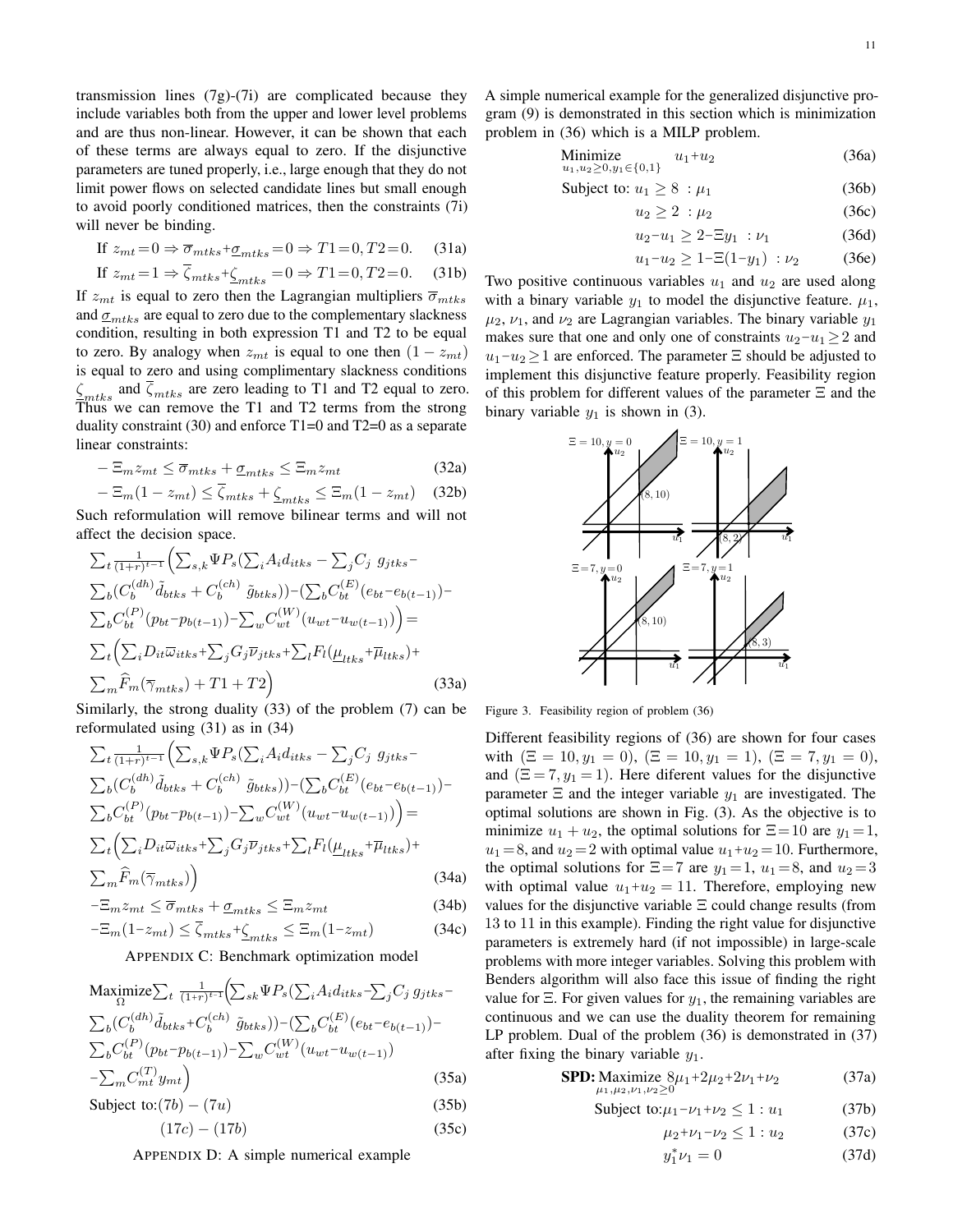transmission lines (7g)-(7i) are complicated because they include variables both from the upper and lower level problems and are thus non-linear. However, it can be shown that each of these terms are always equal to zero. If the disjunctive parameters are tuned properly, i.e., large enough that they do not limit power flows on selected candidate lines but small enough to avoid poorly conditioned matrices, then the constraints (7i) will never be binding.

$$\text{If } z_{mt}=0 \Rightarrow \overline{\sigma}_{mtks}+\underline{\sigma}_{mtks}=0 \Rightarrow T1=0, T2=0. \quad (31a)$$

$$\text{If } z_{mt}=1 \Rightarrow \overline{\zeta}_{mtks}+\underline{\zeta}_{mtks}=0 \Rightarrow T1=0, T2=0. \quad (31b)$$

If $z_{mt}$ is equal to zero then the Lagrangian multipliers $\overline{\sigma}_{mtks}$ and $\underline{\sigma}_{mtks}$ are equal to zero due to the complementary slackness condition, resulting in both expression T1 and T2 to be equal to zero. By analogy when $z_{mt}$ is equal to one then $(1-z_{mt})$ is equal to zero and using complimentary slackness conditions $\underline{\zeta}_{mtks}$ and $\overline{\zeta}_{mtks}$ are zero leading to T1 and T2 equal to zero. Thus we can remove the T1 and T2 terms from the strong duality constraint (30) and enforce T1=0 and T2=0 as a separate linear constraints:

$$-\Xi_m z_{mt} \leq \overline{\sigma}_{mtks}+\underline{\sigma}_{mtks} \leq \Xi_m z_{mt} \quad (32a)$$

$$-\Xi_m(1-z_{mt}) \leq \overline{\zeta}_{mtks}+\underline{\zeta}_{mtks} \leq \Xi_m(1-z_{mt}) \quad (32b)$$

Such reformulation will remove bilinear terms and will not affect the decision space.

$$\sum_t \frac{1}{(1+r)^{t-1}}\Big(\sum_{s,k}\Psi P_s(\sum_i A_i d_{itks} - \sum_j C_j\ g_{jtks} - \sum_b(C_b^{(dh)}\tilde{d}_{btks}+C_b^{(ch)}\ \tilde{g}_{btks})) - (\sum_b C_{bt}^{(E)}(e_{bt}-e_{b(t-1)}) - \sum_b C_{bt}^{(P)}(p_{bt}-p_{b(t-1)}) - \sum_w C_{wt}^{(W)}(u_{wt}-u_{w(t-1)})\Big) = \sum_t\Big(\sum_i D_{it}\overline{\omega}_{itks}+\sum_j G_j\overline{\nu}_{jtks}+\sum_l F_l(\underline{\mu}_{ltks}+\overline{\mu}_{ltks})+\sum_m \widehat{F}_m(\overline{\gamma}_{mtks})+T1+T2\Big) \quad (33a)$$

Similarly, the strong duality (33) of the problem (7) can be reformulated using (31) as in (34)

$$\sum_t \frac{1}{(1+r)^{t-1}}\Big(\sum_{s,k}\Psi P_s(\sum_i A_i d_{itks} - \sum_j C_j\ g_{jtks} - \sum_b(C_b^{(dh)}\tilde{d}_{btks}+C_b^{(ch)}\ \tilde{g}_{btks})) - (\sum_b C_{bt}^{(E)}(e_{bt}-e_{b(t-1)}) - \sum_b C_{bt}^{(P)}(p_{bt}-p_{b(t-1)}) - \sum_w C_{wt}^{(W)}(u_{wt}-u_{w(t-1)})\Big) = \sum_t\Big(\sum_i D_{it}\overline{\omega}_{itks}+\sum_j G_j\overline{\nu}_{jtks}+\sum_l F_l(\underline{\mu}_{ltks}+\overline{\mu}_{ltks})+\sum_m \widehat{F}_m(\overline{\gamma}_{mtks})\Big) \quad (34a)$$

$$-\Xi_m z_{mt} \leq \overline{\sigma}_{mtks}+\underline{\sigma}_{mtks} \leq \Xi_m z_{mt} \quad (34b)$$

$$-\Xi_m(1-z_{mt}) \leq \overline{\zeta}_{mtks}+\underline{\zeta}_{mtks} \leq \Xi_m(1-z_{mt}) \quad (34c)$$

### Appendix C: Benchmark optimization model

$$\underset{\Omega}{\text{Maximize}}\sum_t \frac{1}{(1+r)^{t-1}}\Big(\sum_{sk}\Psi P_s(\sum_i A_i d_{itks}-\sum_j C_j\ g_{jtks} - \sum_b(C_b^{(dh)}\tilde{d}_{btks}+C_b^{(ch)}\ \tilde{g}_{btks})) - (\sum_b C_{bt}^{(E)}(e_{bt}-e_{b(t-1)}) - \sum_b C_{bt}^{(P)}(p_{bt}-p_{b(t-1)}) - \sum_w C_{wt}^{(W)}(u_{wt}-u_{w(t-1)}) - \sum_m C_{mt}^{(T)} y_{mt}\Big) \quad (35a)$$

$$\text{Subject to:} (7b)-(7u) \quad (35b)$$

$$(17c)-(17b) \quad (35c)$$

### Appendix D: A simple numerical example

A simple numerical example for the generalized disjunctive program (9) is demonstrated in this section which is minimization problem in (36) which is a MILP problem.

$$\underset{u_1,u_2\geq 0, y_1\in\{0,1\}}{\text{Minimize}} \quad u_1+u_2 \quad (36a)$$

$$\text{Subject to: } u_1 \geq 8 \ : \mu_1 \quad (36b)$$

$$u_2 \geq 2 \ : \mu_2 \quad (36c)$$

$$u_2 - u_1 \geq 2 - \Xi y_1 \ : \nu_1 \quad (36d)$$

$$u_1 - u_2 \geq 1 - \Xi(1-y_1) \ : \nu_2 \quad (36e)$$

Two positive continuous variables $u_1$ and $u_2$ are used along with a binary variable $y_1$ to model the disjunctive feature. $\mu_1$, $\mu_2$, $\nu_1$, and $\nu_2$ are Lagrangian variables. The binary variable $y_1$ makes sure that one and only one of constraints $u_2-u_1\geq 2$ and $u_1-u_2\geq 1$ are enforced. The parameter $\Xi$ should be adjusted to implement this disjunctive feature properly. Feasibility region of this problem for different values of the parameter $\Xi$ and the binary variable $y_1$ is shown in (3).

Figure 3. Feasibility region of problem (36)

Different feasibility regions of (36) are shown for four cases with $(\Xi=10, y_1=0)$, $(\Xi=10, y_1=1)$, $(\Xi=7, y_1=0)$, and $(\Xi=7, y_1=1)$. Here diferent values for the disjunctive parameter $\Xi$ and the integer variable $y_1$ are investigated. The optimal solutions are shown in Fig. (3). As the objective is to minimize $u_1+u_2$, the optimal solutions for $\Xi=10$ are $y_1=1$, $u_1=8$, and $u_2=2$ with optimal value $u_1+u_2=10$. Furthermore, the optimal solutions for $\Xi=7$ are $y_1=1$, $u_1=8$, and $u_2=3$ with optimal value $u_1+u_2=11$. Therefore, employing new values for the disjunctive variable $\Xi$ could change results (from 13 to 11 in this example). Finding the right value for disjunctive parameters is extremely hard (if not impossible) in large-scale problems with more integer variables. Solving this problem with Benders algorithm will also face this issue of finding the right value for $\Xi$. For given values for $y_1$, the remaining variables are continuous and we can use the duality theorem for remaining LP problem. Dual of the problem (36) is demonstrated in (37) after fixing the binary variable $y_1$.

$$\textbf{SPD:} \underset{\mu_1,\mu_2,\nu_1,\nu_2\geq 0}{\text{Maximize}} \ 8\mu_1+2\mu_2+2\nu_1+\nu_2 \quad (37a)$$

$$\text{Subject to:} \mu_1-\nu_1+\nu_2 \leq 1 : u_1 \quad (37b)$$

$$\mu_2+\nu_1-\nu_2 \leq 1 : u_2 \quad (37c)$$

$$y_1^*\nu_1 = 0 \quad (37d)$$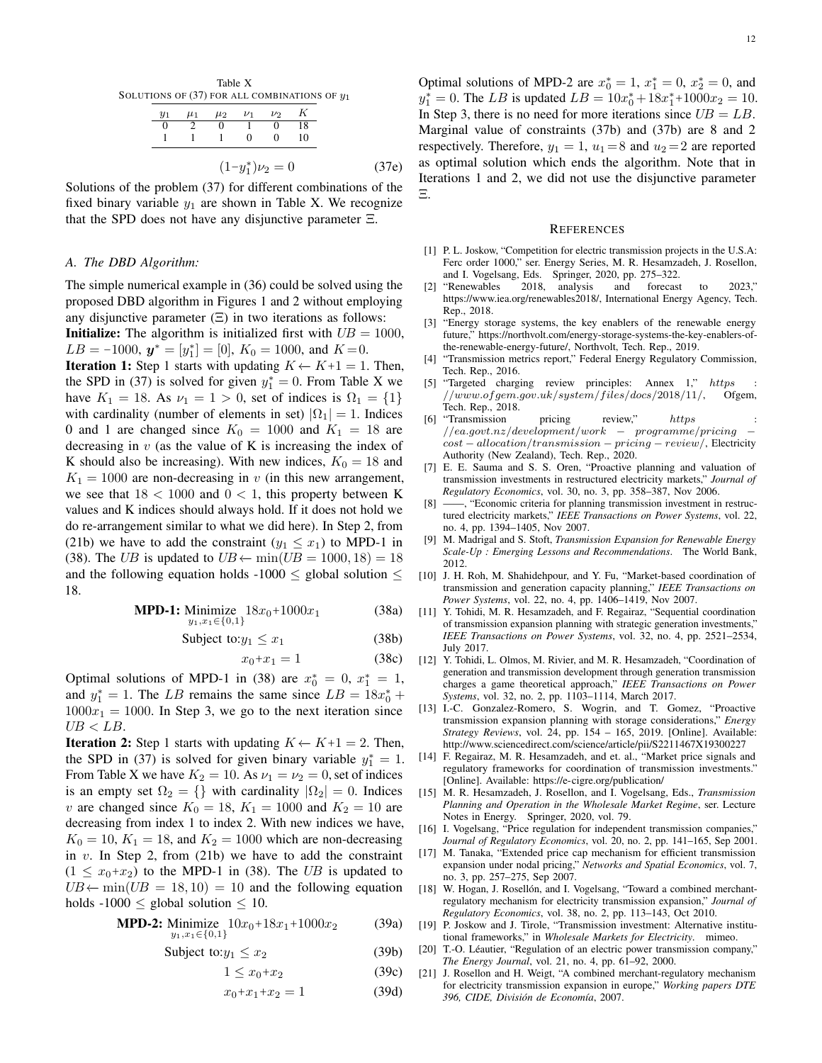Table X
SOLUTIONS OF (37) FOR ALL COMBINATIONS OF $y_1$

| $y_1$ | $\mu_1$ | $\mu_2$ | $\nu_1$ | $\nu_2$ | $K$ |
|---|---|---|---|---|---|
| 0 | 2 | 0 | 1 | 0 | 18 |
| 1 | 1 | 1 | 0 | 0 | 10 |

$$(1-y_1^*)\nu_2 = 0 \tag{37e}$$

Solutions of the problem (37) for different combinations of the fixed binary variable $y_1$ are shown in Table X. We recognize that the SPD does not have any disjunctive parameter $\Xi$.

### A. The DBD Algorithm:

The simple numerical example in (36) could be solved using the proposed DBD algorithm in Figures 1 and 2 without employing any disjunctive parameter ($\Xi$) in two iterations as follows:

**Initialize:** The algorithm is initialized first with $UB = 1000$, $LB = -1000$, $\boldsymbol{y}^* = [y_1^*] = [0]$, $K_0 = 1000$, and $K = 0$.

**Iteration 1:** Step 1 starts with updating $K \leftarrow K+1 = 1$. Then, the SPD in (37) is solved for given $y_1^* = 0$. From Table X we have $K_1 = 18$. As $\nu_1 = 1 > 0$, set of indices is $\Omega_1 = \{1\}$ with cardinality (number of elements in set) $|\Omega_1| = 1$. Indices 0 and 1 are changed since $K_0 = 1000$ and $K_1 = 18$ are decreasing in $v$ (as the value of K is increasing the index of K should also be increasing). With new indices, $K_0 = 18$ and $K_1 = 1000$ are non-decreasing in $v$ (in this new arrangement, we see that $18 < 1000$ and $0 < 1$, this property between K values and K indices should always hold. If it does not hold we do re-arrangement similar to what we did here). In Step 2, from (21b) we have to add the constraint ($y_1 \leq x_1$) to MPD-1 in (38). The $UB$ is updated to $UB \leftarrow \min(UB = 1000, 18) = 18$ and the following equation holds -1000 $\leq$ global solution $\leq$ 18.

$$\textbf{MPD-1: } \underset{y_1, x_1 \in \{0,1\}}{\text{Minimize}} \ 18x_0 + 1000x_1 \tag{38a}$$

$$\text{Subject to:} y_1 \leq x_1 \tag{38b}$$

$$x_0 + x_1 = 1 \tag{38c}$$

Optimal solutions of MPD-1 in (38) are $x_0^* = 0$, $x_1^* = 1$, and $y_1^* = 1$. The $LB$ remains the same since $LB = 18x_0^* + 1000x_1 = 1000$. In Step 3, we go to the next iteration since $UB < LB$.

**Iteration 2:** Step 1 starts with updating $K \leftarrow K+1 = 2$. Then, the SPD in (37) is solved for given binary variable $y_1^* = 1$. From Table X we have $K_2 = 10$. As $\nu_1 = \nu_2 = 0$, set of indices is an empty set $\Omega_2 = \{\}$ with cardinality $|\Omega_2| = 0$. Indices $v$ are changed since $K_0 = 18$, $K_1 = 1000$ and $K_2 = 10$ are decreasing from index 1 to index 2. With new indices we have, $K_0 = 10$, $K_1 = 18$, and $K_2 = 1000$ which are non-decreasing in $v$. In Step 2, from (21b) we have to add the constraint ($1 \leq x_0 + x_2$) to the MPD-1 in (38). The $UB$ is updated to $UB \leftarrow \min(UB = 18, 10) = 10$ and the following equation holds -1000 $\leq$ global solution $\leq$ 10.

$$\textbf{MPD-2: } \underset{y_1, x_1 \in \{0,1\}}{\text{Minimize}} \ 10x_0 + 18x_1 + 1000x_2 \tag{39a}$$

$$\text{Subject to:} y_1 \leq x_2 \tag{39b}$$

$$1 \leq x_0 + x_2 \tag{39c}$$

$$x_0 + x_1 + x_2 = 1 \tag{39d}$$

Optimal solutions of MPD-2 are $x_0^* = 1$, $x_1^* = 0$, $x_2^* = 0$, and $y_1^* = 0$. The $LB$ is updated $LB = 10x_0^* + 18x_1^* + 1000x_2 = 10$. In Step 3, there is no need for more iterations since $UB = LB$. Marginal value of constraints (37b) and (37b) are 8 and 2 respectively. Therefore, $y_1 = 1$, $u_1 = 8$ and $u_2 = 2$ are reported as optimal solution which ends the algorithm. Note that in Iterations 1 and 2, we did not use the disjunctive parameter $\Xi$.

## REFERENCES

[1] P. L. Joskow, "Competition for electric transmission projects in the U.S.A: Ferc order 1000," ser. Energy Series, M. R. Hesamzadeh, J. Rosellon, and I. Vogelsang, Eds. Springer, 2020, pp. 275–322.

[2] "Renewables 2018, analysis and forecast to 2023," https://www.iea.org/renewables2018/, International Energy Agency, Tech. Rep., 2018.

[3] "Energy storage systems, the key enablers of the renewable energy future," https://northvolt.com/energy-storage-systems-the-key-enablers-of-the-renewable-energy-future/, Northvolt, Tech. Rep., 2019.

[4] "Transmission metrics report," Federal Energy Regulatory Commission, Tech. Rep., 2016.

[5] "Targeted charging review principles: Annex 1," *https://www.ofgem.gov.uk/system/files/docs/2018/11/*, Ofgem, Tech. Rep., 2018.

[6] "Transmission pricing review," *https://ea.govt.nz/development/work − programme/pricing − cost − allocation/transmission − pricing − review/*, Electricity Authority (New Zealand), Tech. Rep., 2020.

[7] E. E. Sauma and S. S. Oren, "Proactive planning and valuation of transmission investments in restructured electricity markets," *Journal of Regulatory Economics*, vol. 30, no. 3, pp. 358–387, Nov 2006.

[8] ——, "Economic criteria for planning transmission investment in restructured electricity markets," *IEEE Transactions on Power Systems*, vol. 22, no. 4, pp. 1394–1405, Nov 2007.

[9] M. Madrigal and S. Stoft, *Transmission Expansion for Renewable Energy Scale-Up : Emerging Lessons and Recommendations*. The World Bank, 2012.

[10] J. H. Roh, M. Shahidehpour, and Y. Fu, "Market-based coordination of transmission and generation capacity planning," *IEEE Transactions on Power Systems*, vol. 22, no. 4, pp. 1406–1419, Nov 2007.

[11] Y. Tohidi, M. R. Hesamzadeh, and F. Regairaz, "Sequential coordination of transmission expansion planning with strategic generation investments," *IEEE Transactions on Power Systems*, vol. 32, no. 4, pp. 2521–2534, July 2017.

[12] Y. Tohidi, L. Olmos, M. Rivier, and M. R. Hesamzadeh, "Coordination of generation and transmission development through generation transmission charges a game theoretical approach," *IEEE Transactions on Power Systems*, vol. 32, no. 2, pp. 1103–1114, March 2017.

[13] I.-C. Gonzalez-Romero, S. Wogrin, and T. Gomez, "Proactive transmission expansion planning with storage considerations," *Energy Strategy Reviews*, vol. 24, pp. 154 – 165, 2019. [Online]. Available: http://www.sciencedirect.com/science/article/pii/S2211467X19300227

[14] F. Regairaz, M. R. Hesamzadeh, and et. al., "Market price signals and regulatory frameworks for coordination of transmission investments." [Online]. Available: https://e-cigre.org/publication/

[15] M. R. Hesamzadeh, J. Rosellon, and I. Vogelsang, Eds., *Transmission Planning and Operation in the Wholesale Market Regime*, ser. Lecture Notes in Energy. Springer, 2020, vol. 79.

[16] I. Vogelsang, "Price regulation for independent transmission companies," *Journal of Regulatory Economics*, vol. 20, no. 2, pp. 141–165, Sep 2001.

[17] M. Tanaka, "Extended price cap mechanism for efficient transmission expansion under nodal pricing," *Networks and Spatial Economics*, vol. 7, no. 3, pp. 257–275, Sep 2007.

[18] W. Hogan, J. Rosellón, and I. Vogelsang, "Toward a combined merchant-regulatory mechanism for electricity transmission expansion," *Journal of Regulatory Economics*, vol. 38, no. 2, pp. 113–143, Oct 2010.

[19] P. Joskow and J. Tirole, "Transmission investment: Alternative institutional frameworks," in *Wholesale Markets for Electricity*. mimeo.

[20] T.-O. Léautier, "Regulation of an electric power transmission company," *The Energy Journal*, vol. 21, no. 4, pp. 61–92, 2000.

[21] J. Rosellon and H. Weigt, "A combined merchant-regulatory mechanism for electricity transmission expansion in europe," *Working papers DTE 396, CIDE, División de Economía*, 2007.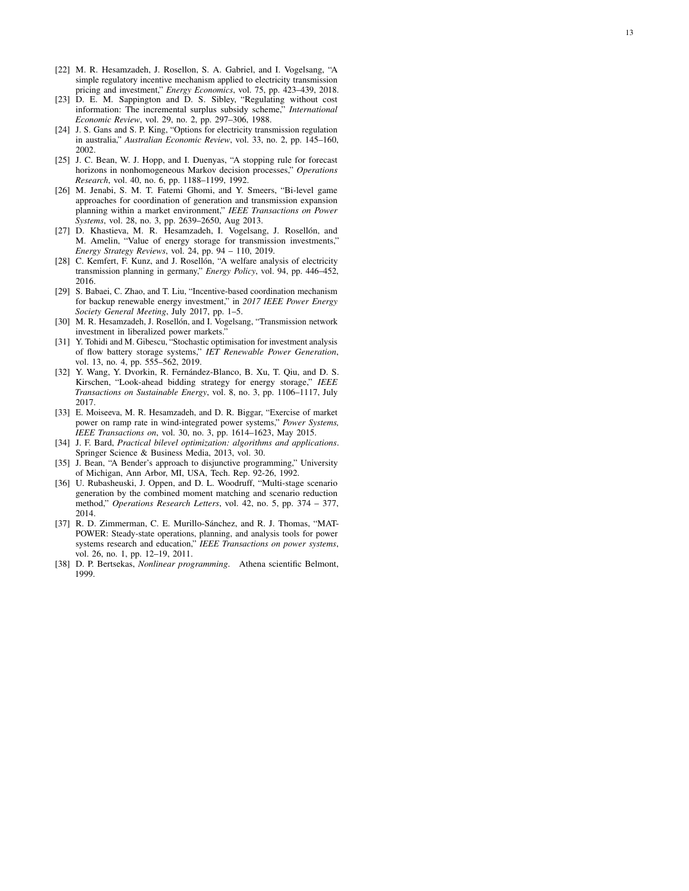[22] M. R. Hesamzadeh, J. Rosellon, S. A. Gabriel, and I. Vogelsang, "A simple regulatory incentive mechanism applied to electricity transmission pricing and investment," *Energy Economics*, vol. 75, pp. 423–439, 2018.

[23] D. E. M. Sappington and D. S. Sibley, "Regulating without cost information: The incremental surplus subsidy scheme," *International Economic Review*, vol. 29, no. 2, pp. 297–306, 1988.

[24] J. S. Gans and S. P. King, "Options for electricity transmission regulation in australia," *Australian Economic Review*, vol. 33, no. 2, pp. 145–160, 2002.

[25] J. C. Bean, W. J. Hopp, and I. Duenyas, "A stopping rule for forecast horizons in nonhomogeneous Markov decision processes," *Operations Research*, vol. 40, no. 6, pp. 1188–1199, 1992.

[26] M. Jenabi, S. M. T. Fatemi Ghomi, and Y. Smeers, "Bi-level game approaches for coordination of generation and transmission expansion planning within a market environment," *IEEE Transactions on Power Systems*, vol. 28, no. 3, pp. 2639–2650, Aug 2013.

[27] D. Khastieva, M. R. Hesamzadeh, I. Vogelsang, J. Rosellón, and M. Amelin, "Value of energy storage for transmission investments," *Energy Strategy Reviews*, vol. 24, pp. 94 – 110, 2019.

[28] C. Kemfert, F. Kunz, and J. Rosellón, "A welfare analysis of electricity transmission planning in germany," *Energy Policy*, vol. 94, pp. 446–452, 2016.

[29] S. Babaei, C. Zhao, and T. Liu, "Incentive-based coordination mechanism for backup renewable energy investment," in *2017 IEEE Power Energy Society General Meeting*, July 2017, pp. 1–5.

[30] M. R. Hesamzadeh, J. Rosellón, and I. Vogelsang, "Transmission network investment in liberalized power markets."

[31] Y. Tohidi and M. Gibescu, "Stochastic optimisation for investment analysis of flow battery storage systems," *IET Renewable Power Generation*, vol. 13, no. 4, pp. 555–562, 2019.

[32] Y. Wang, Y. Dvorkin, R. Fernández-Blanco, B. Xu, T. Qiu, and D. S. Kirschen, "Look-ahead bidding strategy for energy storage," *IEEE Transactions on Sustainable Energy*, vol. 8, no. 3, pp. 1106–1117, July 2017.

[33] E. Moiseeva, M. R. Hesamzadeh, and D. R. Biggar, "Exercise of market power on ramp rate in wind-integrated power systems," *Power Systems, IEEE Transactions on*, vol. 30, no. 3, pp. 1614–1623, May 2015.

[34] J. F. Bard, *Practical bilevel optimization: algorithms and applications*. Springer Science & Business Media, 2013, vol. 30.

[35] J. Bean, "A Bender's approach to disjunctive programming," University of Michigan, Ann Arbor, MI, USA, Tech. Rep. 92-26, 1992.

[36] U. Rubasheuski, J. Oppen, and D. L. Woodruff, "Multi-stage scenario generation by the combined moment matching and scenario reduction method," *Operations Research Letters*, vol. 42, no. 5, pp. 374 – 377, 2014.

[37] R. D. Zimmerman, C. E. Murillo-Sánchez, and R. J. Thomas, "MATPOWER: Steady-state operations, planning, and analysis tools for power systems research and education," *IEEE Transactions on power systems*, vol. 26, no. 1, pp. 12–19, 2011.

[38] D. P. Bertsekas, *Nonlinear programming*. Athena scientific Belmont, 1999.